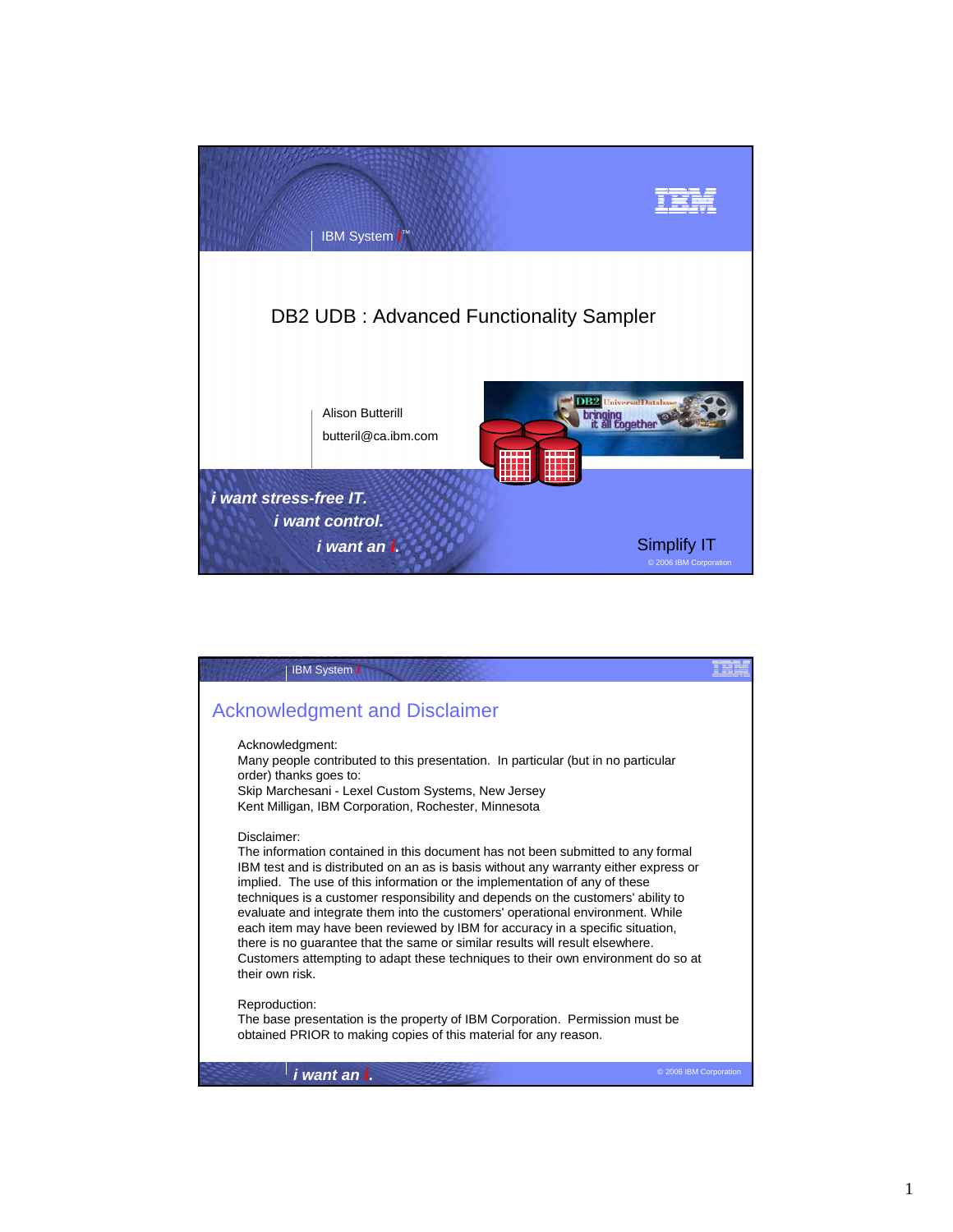IBM System *i*™

# DB2 UDB : Advanced Functionality Sampler

Alison Butterill

butteril@ca.ibm.com

*i want stress-free IT.*
*i want control.*
*i want an i.*

Simplify IT

© 2006 IBM Corporation

---

IBM System *i*

## Acknowledgment and Disclaimer

Acknowledgment:
Many people contributed to this presentation. In particular (but in no particular order) thanks goes to:
Skip Marchesani - Lexel Custom Systems, New Jersey
Kent Milligan, IBM Corporation, Rochester, Minnesota

Disclaimer:
The information contained in this document has not been submitted to any formal IBM test and is distributed on an as is basis without any warranty either express or implied. The use of this information or the implementation of any of these techniques is a customer responsibility and depends on the customers' ability to evaluate and integrate them into the customers' operational environment. While each item may have been reviewed by IBM for accuracy in a specific situation, there is no guarantee that the same or similar results will result elsewhere. Customers attempting to adapt these techniques to their own environment do so at their own risk.

Reproduction:
The base presentation is the property of IBM Corporation. Permission must be obtained PRIOR to making copies of this material for any reason.

*i want an i.*

© 2006 IBM Corporation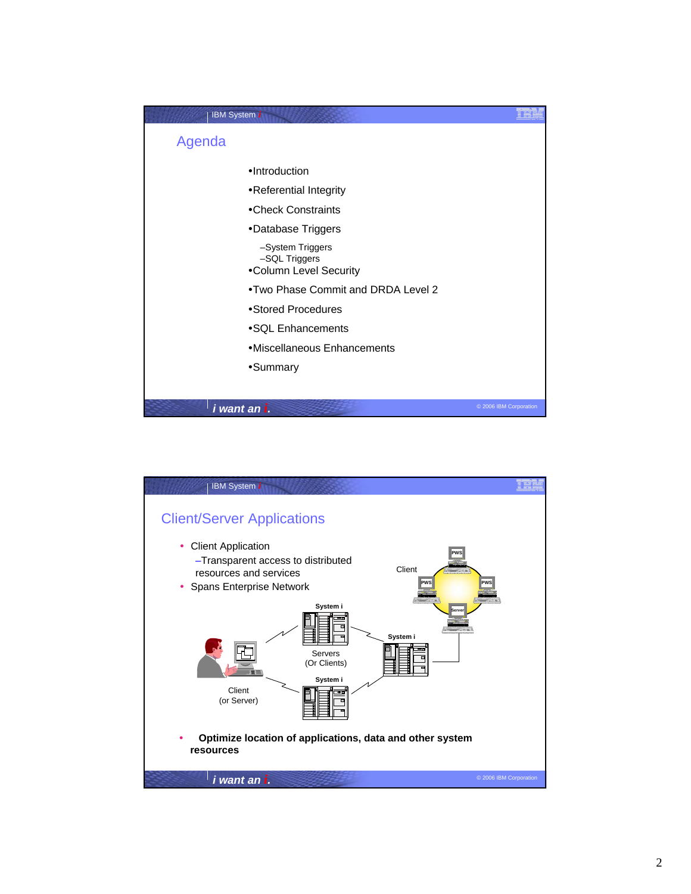## Agenda

- Introduction
- Referential Integrity
- Check Constraints
- Database Triggers
  - System Triggers
  - SQL Triggers
- Column Level Security
- Two Phase Commit and DRDA Level 2
- Stored Procedures
- SQL Enhancements
- Miscellaneous Enhancements
- Summary

## Client/Server Applications

- Client Application
  - Transparent access to distributed resources and services
- Spans Enterprise Network

Client

PWS PWS PWS Server

System i

Servers (Or Clients)

System i

Client (or Server)

System i

- **Optimize location of applications, data and other system resources**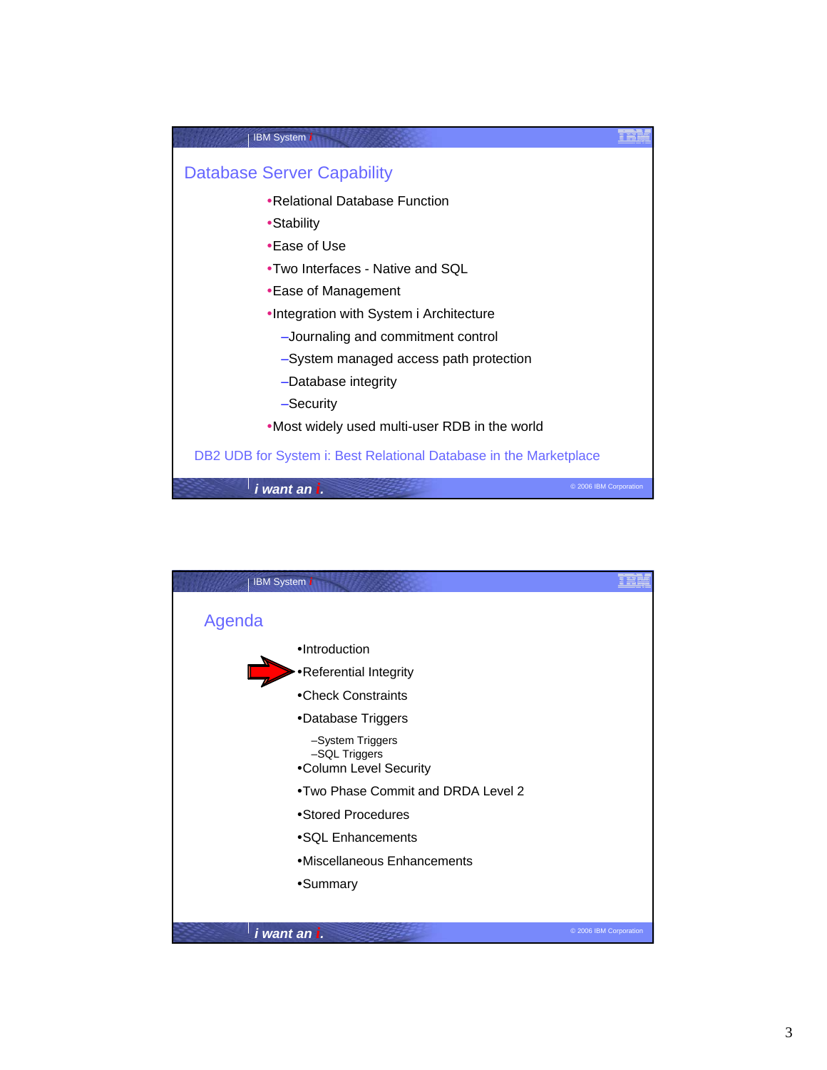## Database Server Capability

- Relational Database Function
- Stability
- Ease of Use
- Two Interfaces - Native and SQL
- Ease of Management
- Integration with System i Architecture
  - Journaling and commitment control
  - System managed access path protection
  - Database integrity
  - Security
- Most widely used multi-user RDB in the world

DB2 UDB for System i: Best Relational Database in the Marketplace

## Agenda

- Introduction
- Referential Integrity
- Check Constraints
- Database Triggers
  - System Triggers
  - SQL Triggers
- Column Level Security
- Two Phase Commit and DRDA Level 2
- Stored Procedures
- SQL Enhancements
- Miscellaneous Enhancements
- Summary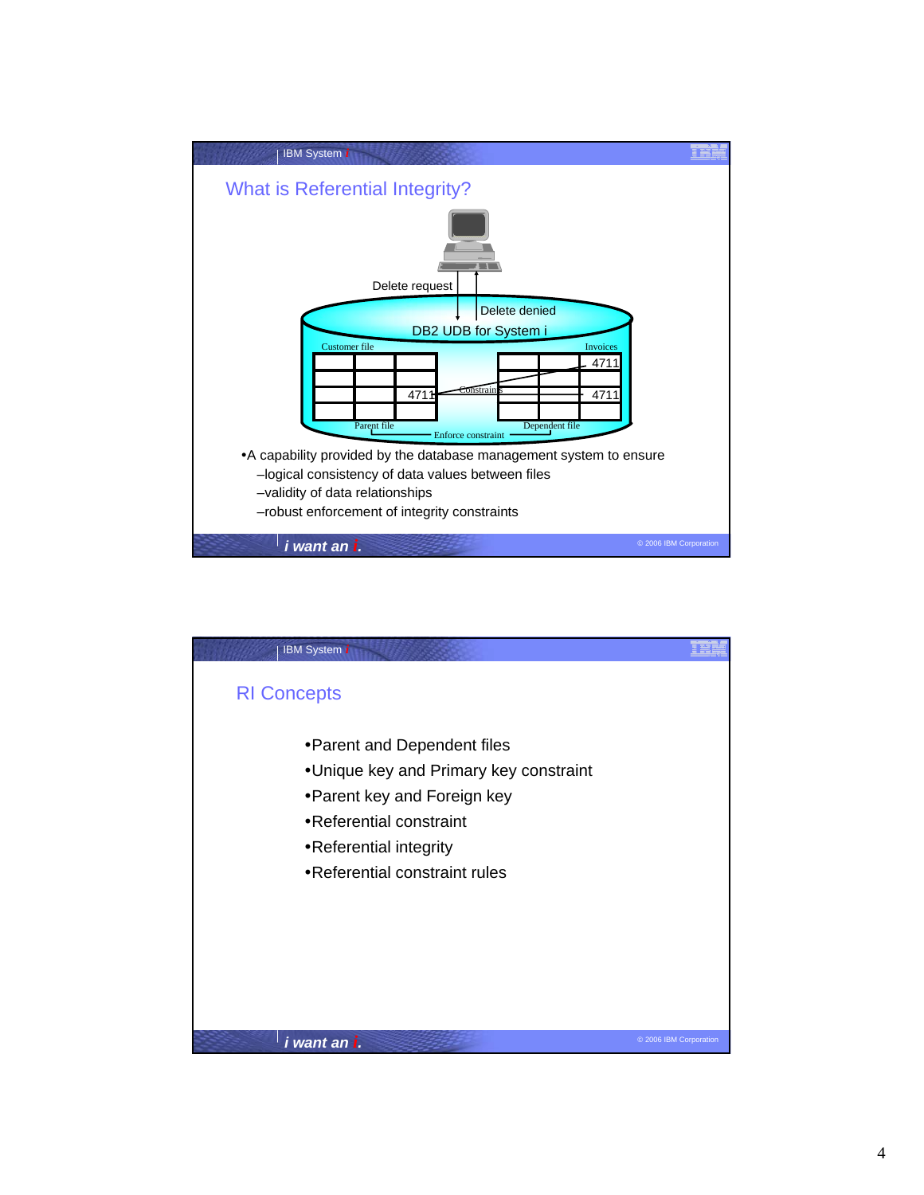## What is Referential Integrity?

Delete request

Delete denied

DB2 UDB for System i

Customer file — Invoices

4711 — Constraints — 4711, 4711

Parent file — Enforce constraint — Dependent file

- A capability provided by the database management system to ensure
  - logical consistency of data values between files
  - validity of data relationships
  - robust enforcement of integrity constraints

## RI Concepts

- Parent and Dependent files
- Unique key and Primary key constraint
- Parent key and Foreign key
- Referential constraint
- Referential integrity
- Referential constraint rules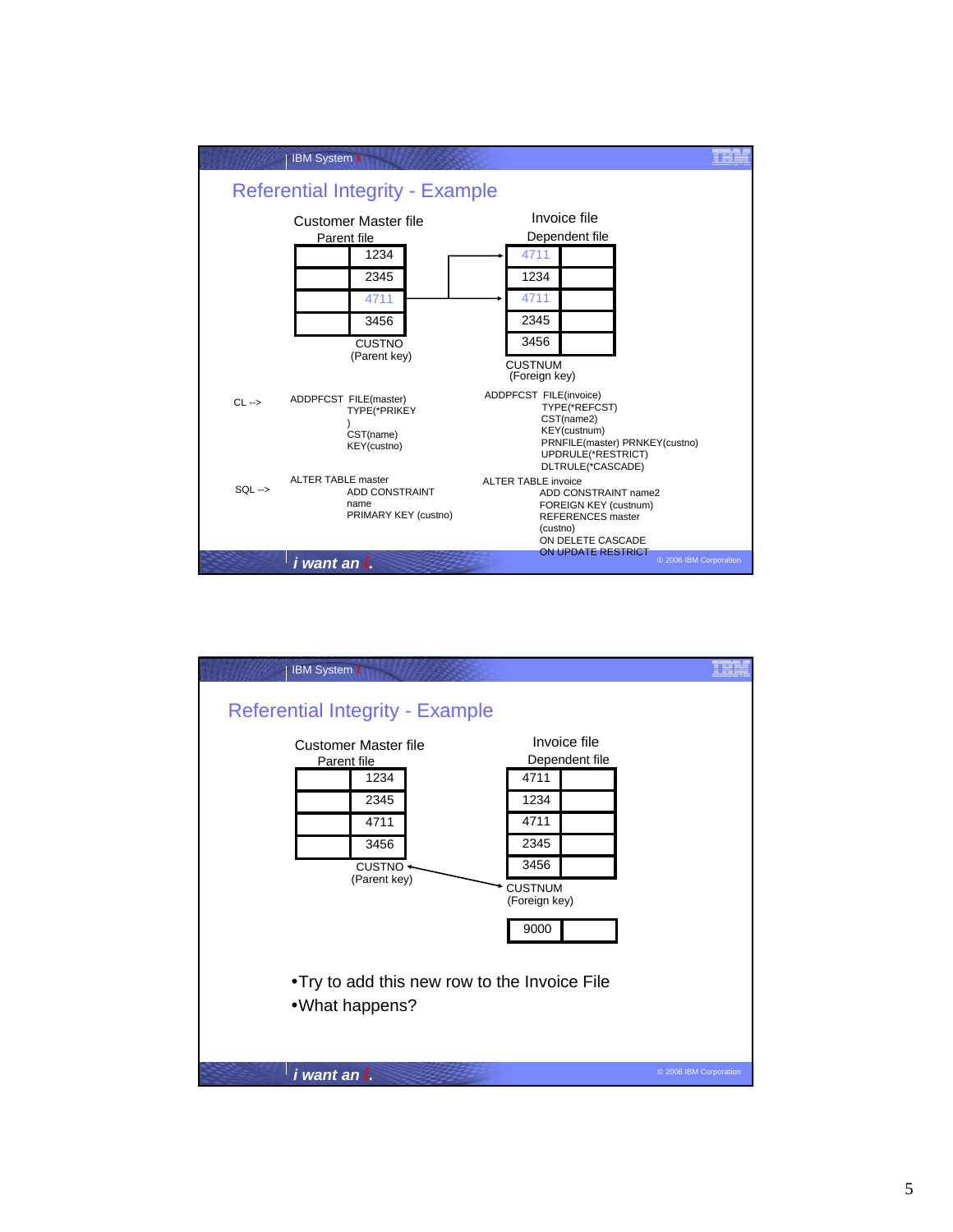## Referential Integrity - Example

**Customer Master file**
Parent file

| | CUSTNO (Parent key) |
|---|---|
| | 1234 |
| | 2345 |
| | 4711 |
| | 3456 |

**Invoice file**
Dependent file

| CUSTNUM (Foreign key) | |
|---|---|
| 4711 | |
| 1234 | |
| 4711 | |
| 2345 | |
| 3456 | |

CL -->

```
ADDPFCST  FILE(master)
          TYPE(*PRIKEY
          )
          CST(name)
          KEY(custno)
```

```
ADDPFCST  FILE(invoice)
          TYPE(*REFCST)
          CST(name2)
          KEY(custnum)
          PRNFILE(master) PRNKEY(custno)
          UPDRULE(*RESTRICT)
          DLTRULE(*CASCADE)
```

SQL -->

```
ALTER TABLE master
          ADD CONSTRAINT
          name
          PRIMARY KEY (custno)
```

```
ALTER TABLE invoice
          ADD CONSTRAINT name2
          FOREIGN KEY (custnum)
          REFERENCES master
          (custno)
          ON DELETE CASCADE
          ON UPDATE RESTRICT
```

## Referential Integrity - Example

**Customer Master file**
Parent file

| | CUSTNO (Parent key) |
|---|---|
| | 1234 |
| | 2345 |
| | 4711 |
| | 3456 |

**Invoice file**
Dependent file

| CUSTNUM (Foreign key) | |
|---|---|
| 4711 | |
| 1234 | |
| 4711 | |
| 2345 | |
| 3456 | |

| 9000 | |
|---|---|

- Try to add this new row to the Invoice File
- What happens?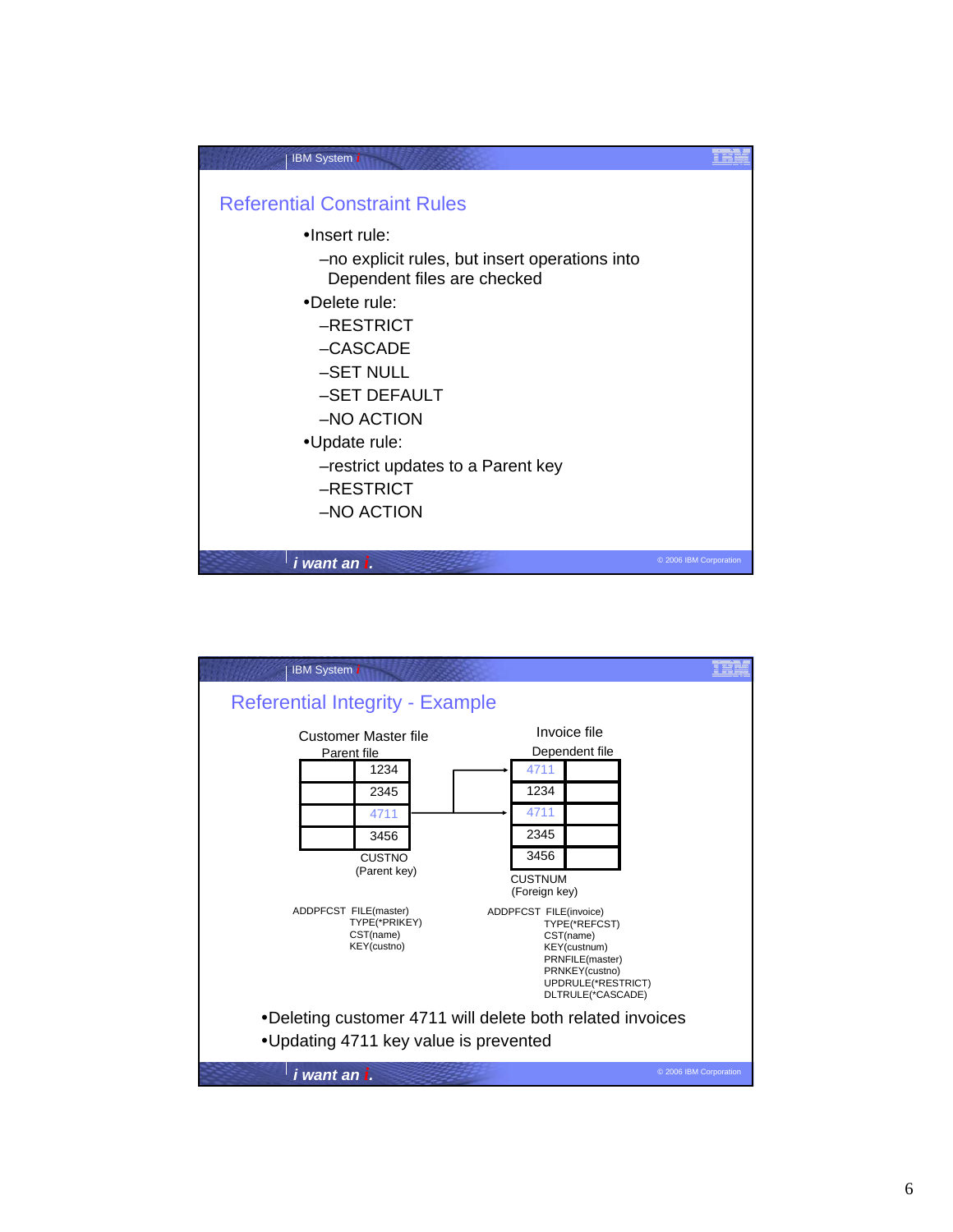## Referential Constraint Rules

- Insert rule:
  - no explicit rules, but insert operations into Dependent files are checked
- Delete rule:
  - RESTRICT
  - CASCADE
  - SET NULL
  - SET DEFAULT
  - NO ACTION
- Update rule:
  - restrict updates to a Parent key
  - RESTRICT
  - NO ACTION

## Referential Integrity - Example

Customer Master file
Parent file

| | CUSTNO (Parent key) |
|---|---|
| | 1234 |
| | 2345 |
| | 4711 |
| | 3456 |

Invoice file
Dependent file

| CUSTNUM (Foreign key) | |
|---|---|
| 4711 | |
| 1234 | |
| 4711 | |
| 2345 | |
| 3456 | |

```
ADDPFCST  FILE(master)
          TYPE(*PRIKEY)
          CST(name)
          KEY(custno)
```

```
ADDPFCST  FILE(invoice)
          TYPE(*REFCST)
          CST(name)
          KEY(custnum)
          PRNFILE(master)
          PRNKEY(custno)
          UPDRULE(*RESTRICT)
          DLTRULE(*CASCADE)
```

- Deleting customer 4711 will delete both related invoices
- Updating 4711 key value is prevented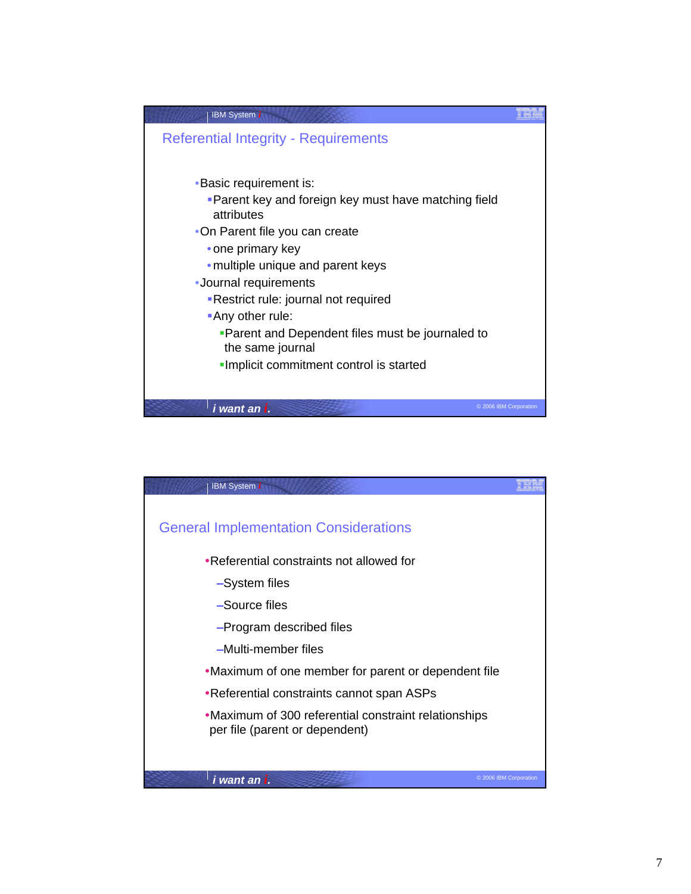## Referential Integrity - Requirements

- Basic requirement is:
  - Parent key and foreign key must have matching field attributes
- On Parent file you can create
  - one primary key
  - multiple unique and parent keys
- Journal requirements
  - Restrict rule: journal not required
  - Any other rule:
    - Parent and Dependent files must be journaled to the same journal
    - Implicit commitment control is started

## General Implementation Considerations

- Referential constraints not allowed for
  - System files
  - Source files
  - Program described files
  - Multi-member files
- Maximum of one member for parent or dependent file
- Referential constraints cannot span ASPs
- Maximum of 300 referential constraint relationships per file (parent or dependent)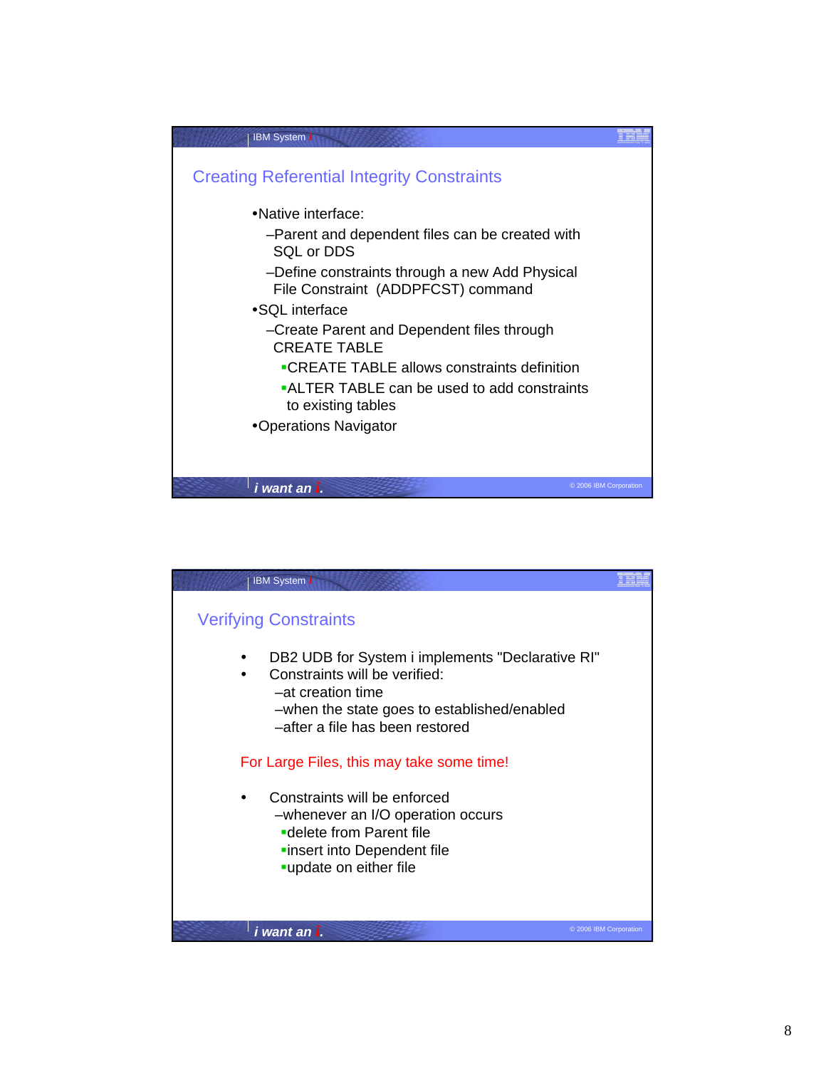## Creating Referential Integrity Constraints

- Native interface:
  - Parent and dependent files can be created with SQL or DDS
  - Define constraints through a new Add Physical File Constraint (ADDPFCST) command
- SQL interface
  - Create Parent and Dependent files through CREATE TABLE
    - CREATE TABLE allows constraints definition
    - ALTER TABLE can be used to add constraints to existing tables
- Operations Navigator

## Verifying Constraints

- DB2 UDB for System i implements "Declarative RI"
- Constraints will be verified:
  - at creation time
  - when the state goes to established/enabled
  - after a file has been restored

For Large Files, this may take some time!

- Constraints will be enforced
  - whenever an I/O operation occurs
    - delete from Parent file
    - insert into Dependent file
    - update on either file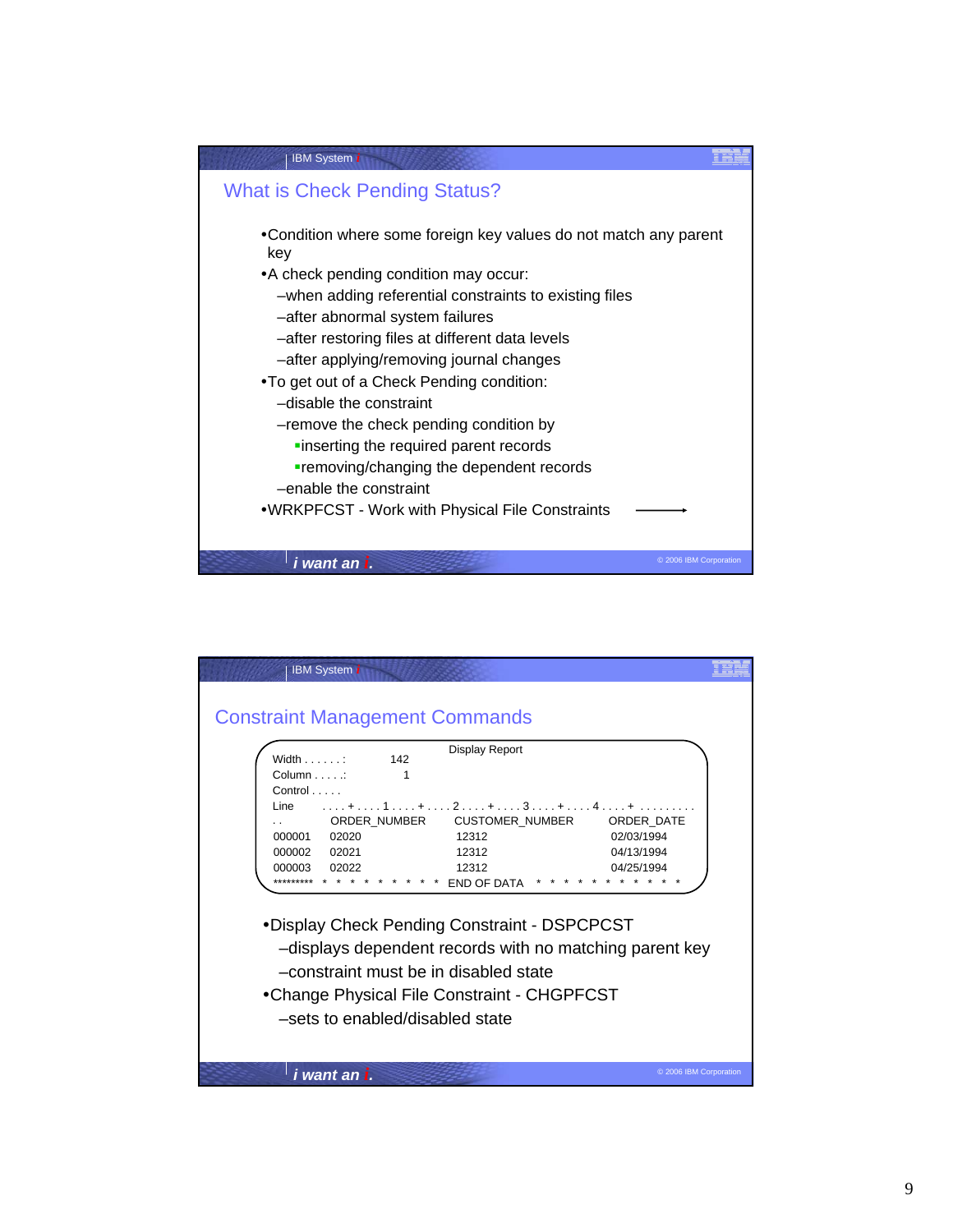## What is Check Pending Status?

- Condition where some foreign key values do not match any parent key
- A check pending condition may occur:
  - when adding referential constraints to existing files
  - after abnormal system failures
  - after restoring files at different data levels
  - after applying/removing journal changes
- To get out of a Check Pending condition:
  - disable the constraint
  - remove the check pending condition by
    - inserting the required parent records
    - removing/changing the dependent records
  - enable the constraint
- WRKPFCST - Work with Physical File Constraints →

## Constraint Management Commands

```
                                   Display Report
Width . . . . . . :        142
Column . . . . .:            1
Control . . . . .
Line        . . . . + . . . . 1 . . . . + . . . . 2 . . . . + . . . . 3 . . . . + . . . . 4 . . . . + . . . . . . . . .
. .           ORDER_NUMBER        CUSTOMER_NUMBER        ORDER_DATE
000001     02020                  12312                  02/03/1994
000002     02021                  12312                  04/13/1994
000003     02022                  12312                  04/25/1994
********* * * * * * * * * * END OF DATA * * * * * * * * * * * *
```

- Display Check Pending Constraint - DSPCPCST
  - displays dependent records with no matching parent key
  - constraint must be in disabled state
- Change Physical File Constraint - CHGPFCST
  - sets to enabled/disabled state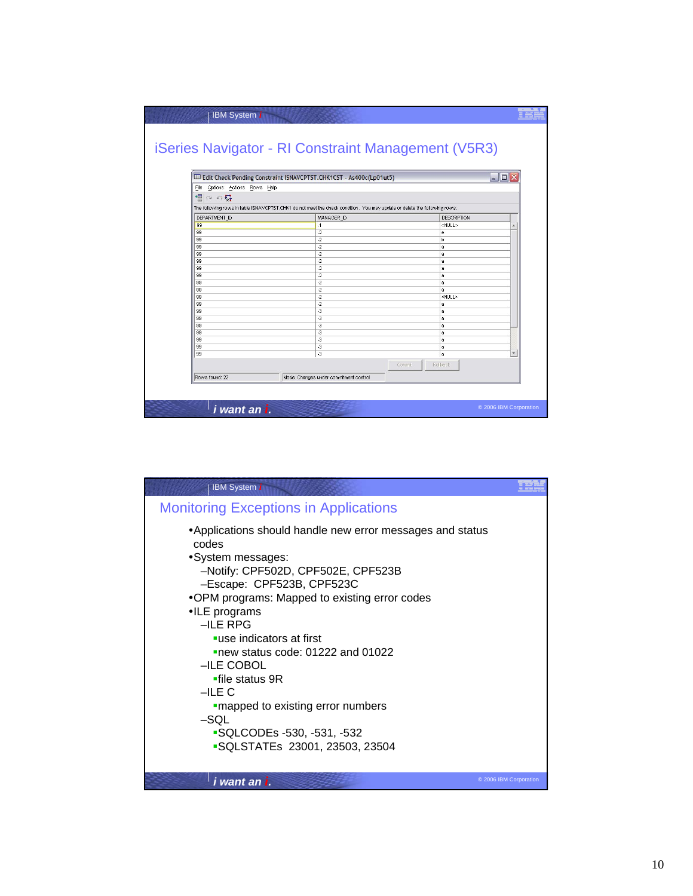## iSeries Navigator - RI Constraint Management (V5R3)

Edit Check Pending Constraint ISNAVCPTST.CHK1CST - As400c(Lp01ut5)

File Options Actions Rows Help

The following rows in table ISNAVCPTST.CHK1 do not meet the check condition. You may update or delete the following rows:

| DEPARTMENT_ID | MANAGER_ID | DESCRIPTION |
|---|---|---|
| 99 | -1 | <NULL> |
| 99 | -2 | a |
| 99 | -2 | b |
| 99 | -2 | a |
| 99 | -2 | a |
| 99 | -2 | a |
| 99 | -2 | a |
| 99 | -2 | a |
| 99 | -2 | a |
| 99 | -2 | a |
| 99 | -2 | <NULL> |
| 99 | -2 | a |
| 99 | -3 | a |
| 99 | -3 | a |
| 99 | -3 | a |
| 99 | -3 | a |
| 99 | -3 | a |
| 99 | -3 | a |
| 99 | -3 | a |

Commit Rollback

Rows found: 22 Mode: Changes under commitment control

## Monitoring Exceptions in Applications

- Applications should handle new error messages and status codes
- System messages:
  - Notify: CPF502D, CPF502E, CPF523B
  - Escape: CPF523B, CPF523C
- OPM programs: Mapped to existing error codes
- ILE programs
  - ILE RPG
    - use indicators at first
    - new status code: 01222 and 01022
  - ILE COBOL
    - file status 9R
  - ILE C
    - mapped to existing error numbers
  - SQL
    - SQLCODEs -530, -531, -532
    - SQLSTATEs 23001, 23503, 23504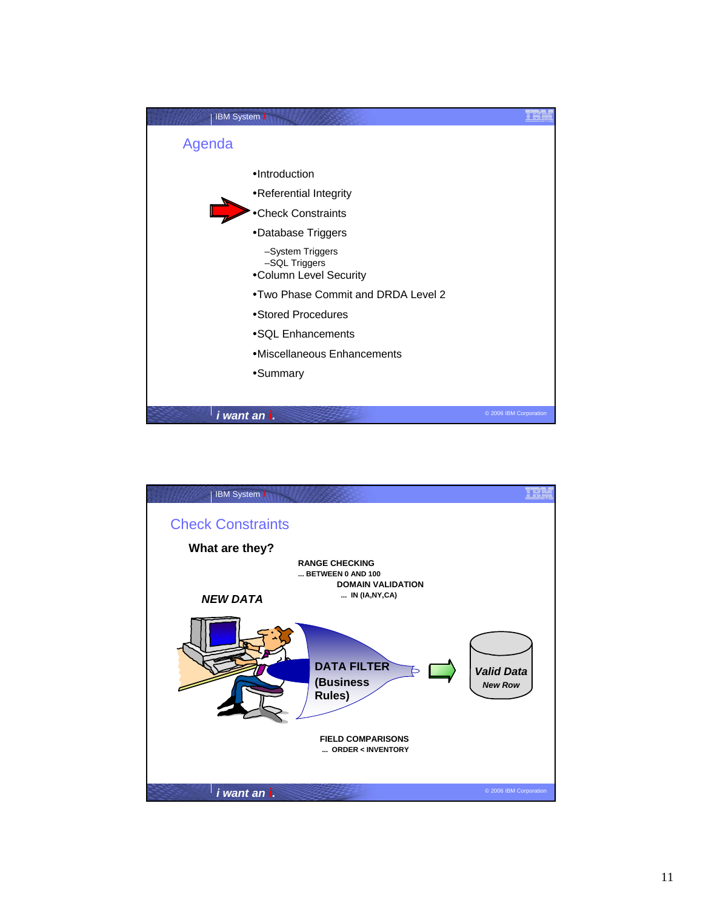## Agenda

- Introduction
- Referential Integrity
- Check Constraints
- Database Triggers
  - System Triggers
  - SQL Triggers
- Column Level Security
- Two Phase Commit and DRDA Level 2
- Stored Procedures
- SQL Enhancements
- Miscellaneous Enhancements
- Summary

## Check Constraints

**What are they?**

**RANGE CHECKING**
**... BETWEEN 0 AND 100**

**DOMAIN VALIDATION**
**... IN (IA,NY,CA)**

***NEW DATA***

**DATA FILTER (Business Rules)**

***Valid Data***
***New Row***

**FIELD COMPARISONS**
**... ORDER < INVENTORY**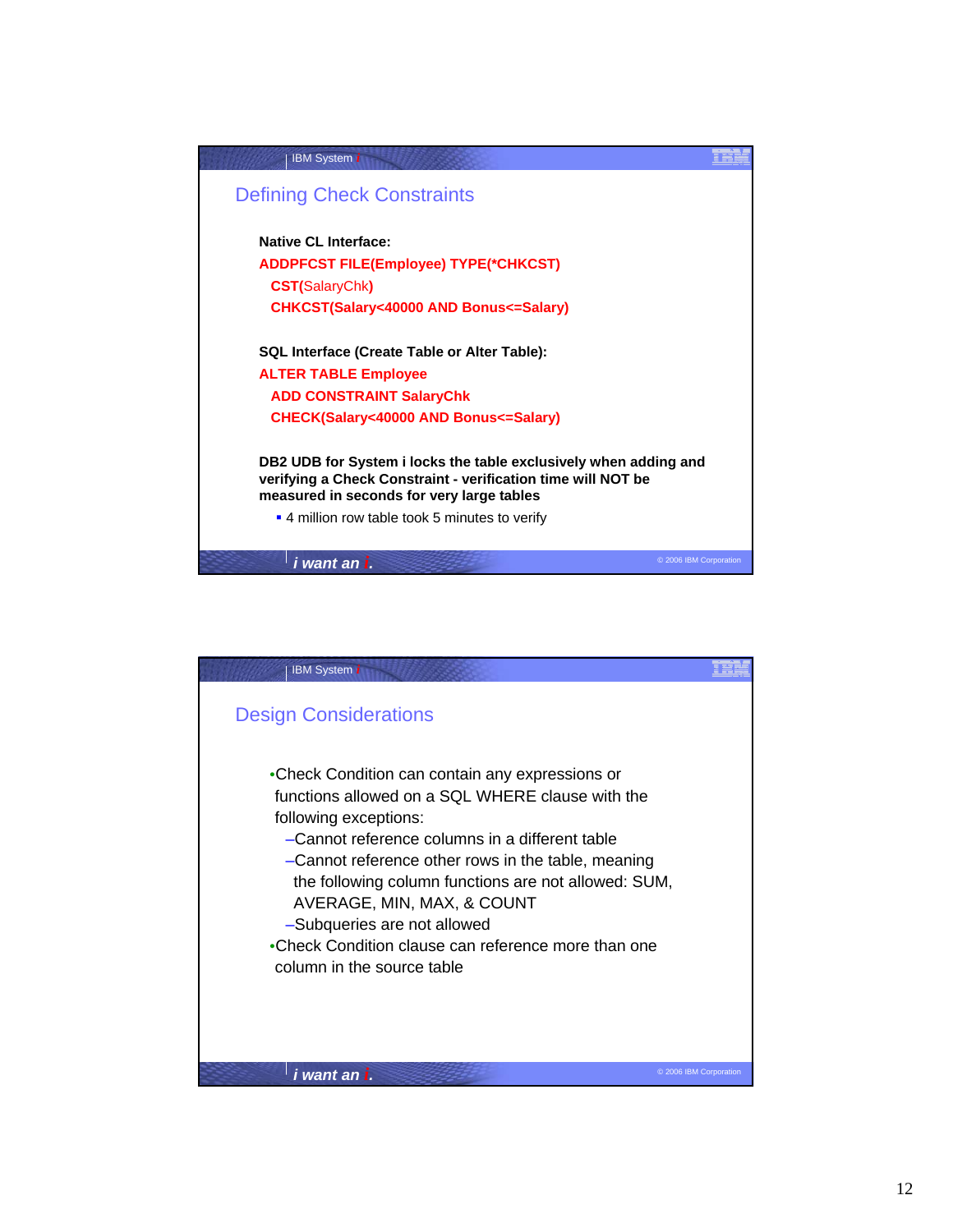## Defining Check Constraints

**Native CL Interface:**

```
ADDPFCST FILE(Employee) TYPE(*CHKCST)
  CST(SalaryChk)
  CHKCST(Salary<40000 AND Bonus<=Salary)
```

**SQL Interface (Create Table or Alter Table):**

```
ALTER TABLE Employee
  ADD CONSTRAINT SalaryChk
  CHECK(Salary<40000 AND Bonus<=Salary)
```

**DB2 UDB for System i locks the table exclusively when adding and verifying a Check Constraint - verification time will NOT be measured in seconds for very large tables**

- 4 million row table took 5 minutes to verify

## Design Considerations

- Check Condition can contain any expressions or functions allowed on a SQL WHERE clause with the following exceptions:
  - Cannot reference columns in a different table
  - Cannot reference other rows in the table, meaning the following column functions are not allowed: SUM, AVERAGE, MIN, MAX, & COUNT
  - Subqueries are not allowed
- Check Condition clause can reference more than one column in the source table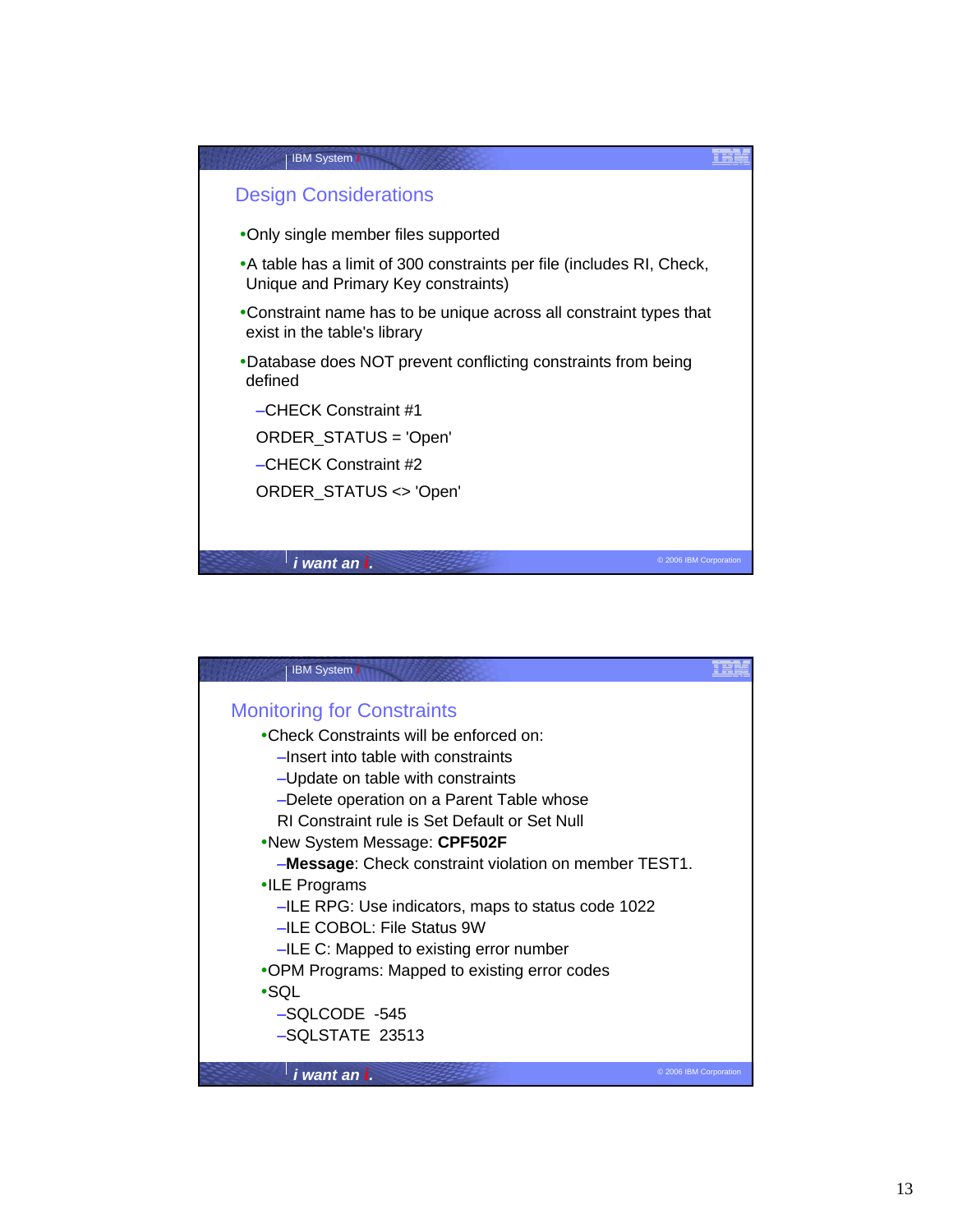## Design Considerations

- Only single member files supported
- A table has a limit of 300 constraints per file (includes RI, Check, Unique and Primary Key constraints)
- Constraint name has to be unique across all constraint types that exist in the table's library
- Database does NOT prevent conflicting constraints from being defined
  - CHECK Constraint #1

    ORDER_STATUS = 'Open'
  - CHECK Constraint #2

    ORDER_STATUS <> 'Open'

## Monitoring for Constraints

- Check Constraints will be enforced on:
  - Insert into table with constraints
  - Update on table with constraints
  - Delete operation on a Parent Table whose RI Constraint rule is Set Default or Set Null
- New System Message: **CPF502F**
  - **Message**: Check constraint violation on member TEST1.
- ILE Programs
  - ILE RPG: Use indicators, maps to status code 1022
  - ILE COBOL: File Status 9W
  - ILE C: Mapped to existing error number
- OPM Programs: Mapped to existing error codes
- SQL
  - SQLCODE -545
  - SQLSTATE 23513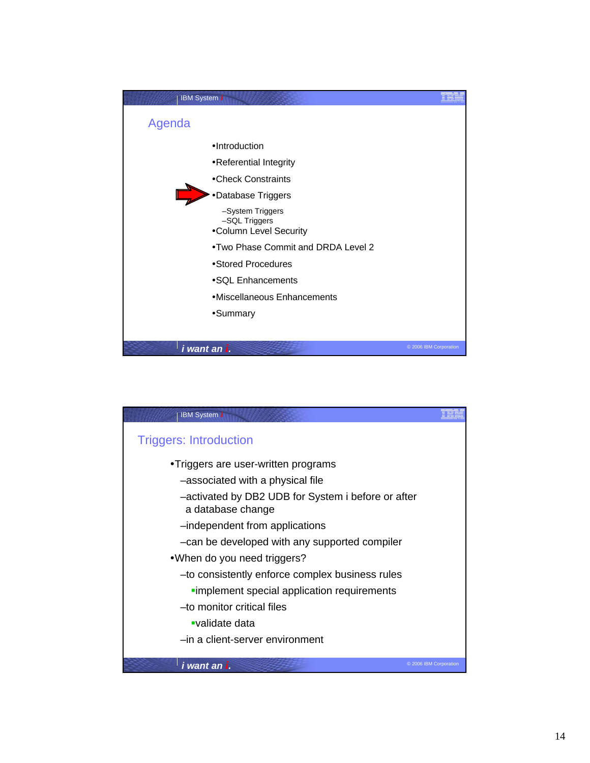## Agenda

- Introduction
- Referential Integrity
- Check Constraints
- Database Triggers
  - System Triggers
  - SQL Triggers
- Column Level Security
- Two Phase Commit and DRDA Level 2
- Stored Procedures
- SQL Enhancements
- Miscellaneous Enhancements
- Summary

## Triggers: Introduction

- Triggers are user-written programs
  - associated with a physical file
  - activated by DB2 UDB for System i before or after a database change
  - independent from applications
  - can be developed with any supported compiler
- When do you need triggers?
  - to consistently enforce complex business rules
    - implement special application requirements
  - to monitor critical files
    - validate data
  - in a client-server environment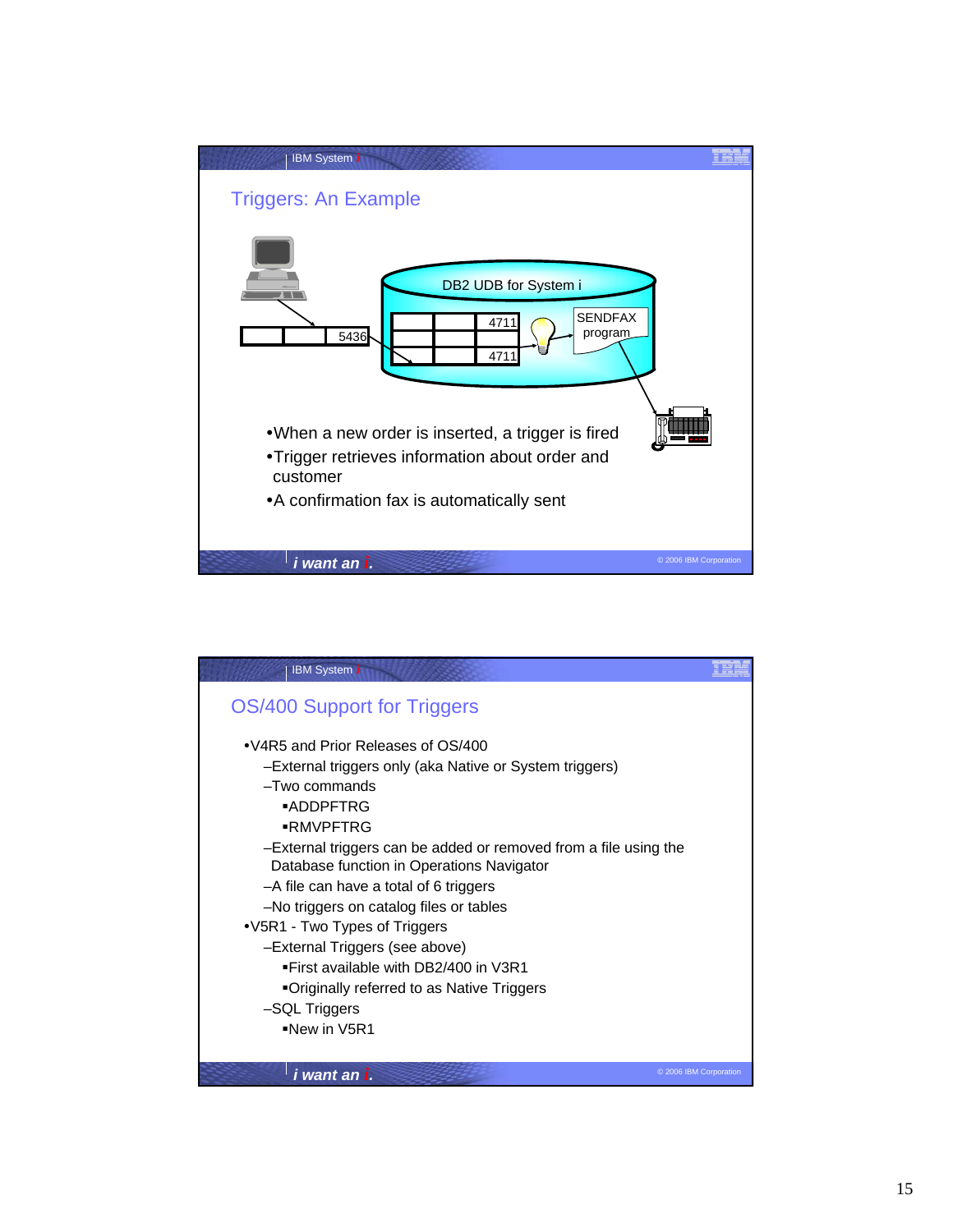## Triggers: An Example

DB2 UDB for System i

5436

4711

4711

SENDFAX program

- When a new order is inserted, a trigger is fired
- Trigger retrieves information about order and customer
- A confirmation fax is automatically sent

## OS/400 Support for Triggers

- V4R5 and Prior Releases of OS/400
  - External triggers only (aka Native or System triggers)
  - Two commands
    - ADDPFTRG
    - RMVPFTRG
  - External triggers can be added or removed from a file using the Database function in Operations Navigator
  - A file can have a total of 6 triggers
  - No triggers on catalog files or tables
- V5R1 - Two Types of Triggers
  - External Triggers (see above)
    - First available with DB2/400 in V3R1
    - Originally referred to as Native Triggers
  - SQL Triggers
    - New in V5R1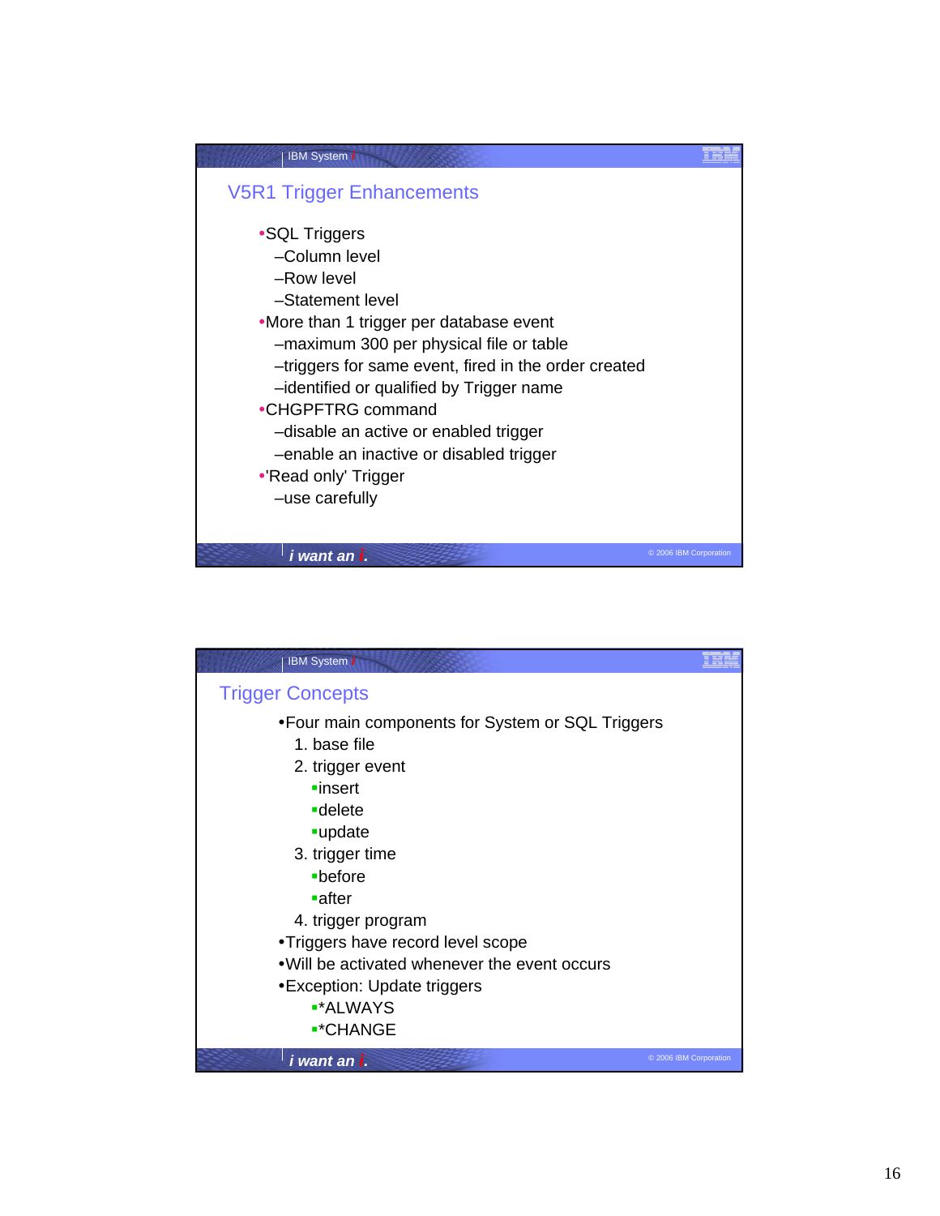## V5R1 Trigger Enhancements

- SQL Triggers
  - Column level
  - Row level
  - Statement level
- More than 1 trigger per database event
  - maximum 300 per physical file or table
  - triggers for same event, fired in the order created
  - identified or qualified by Trigger name
- CHGPFTRG command
  - disable an active or enabled trigger
  - enable an inactive or disabled trigger
- 'Read only' Trigger
  - use carefully

## Trigger Concepts

- Four main components for System or SQL Triggers
  1. base file
  2. trigger event
     - insert
     - delete
     - update
  3. trigger time
     - before
     - after
  4. trigger program
- Triggers have record level scope
- Will be activated whenever the event occurs
- Exception: Update triggers
  - *ALWAYS
  - *CHANGE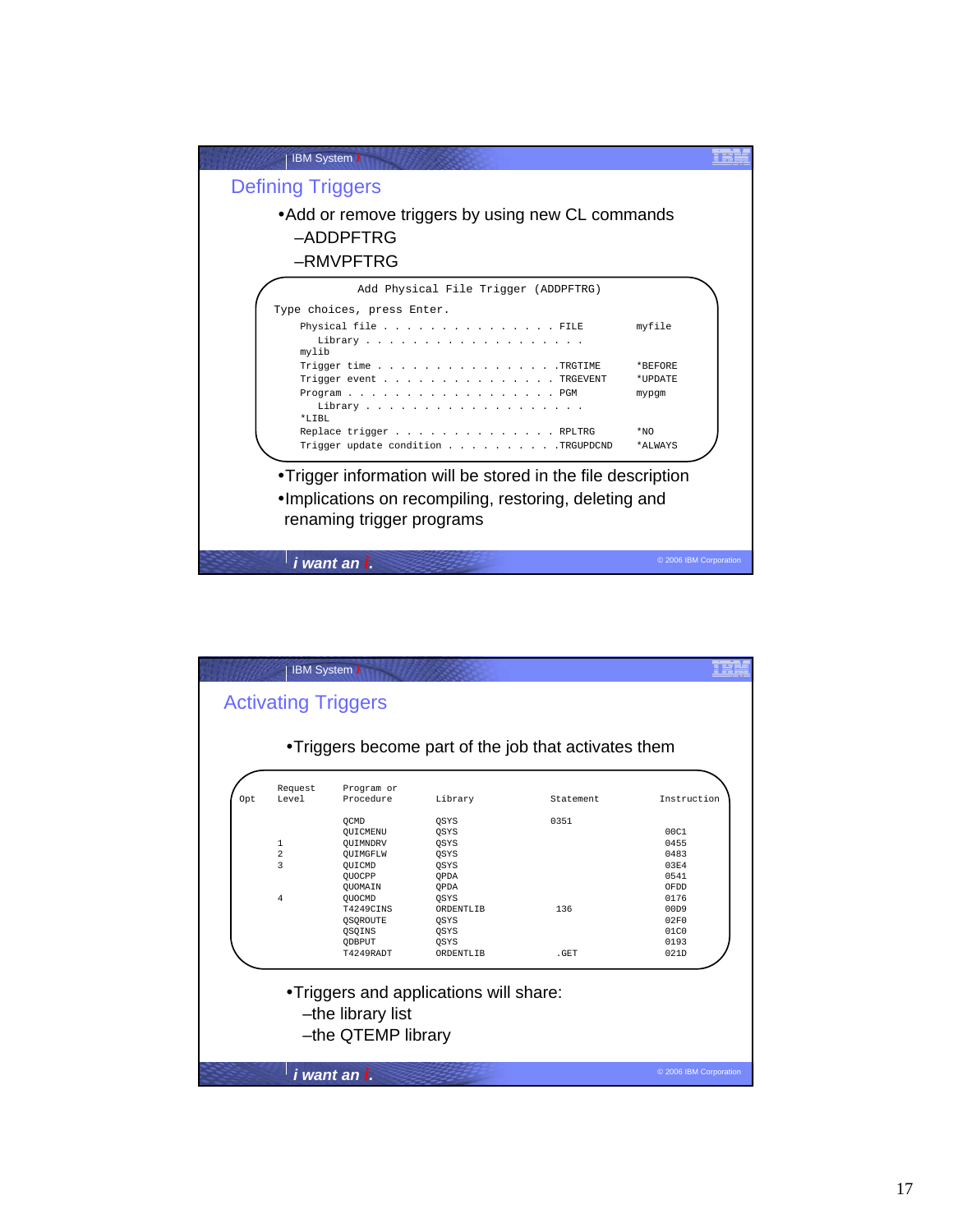## Defining Triggers

- Add or remove triggers by using new CL commands
  - ADDPFTRG
  - RMVPFTRG

```
              Add Physical File Trigger (ADDPFTRG)
Type choices, press Enter.
    Physical file . . . . . . . . . . . . . . . FILE        myfile
       Library . . . . . . . . . . . . . . . . . . .
    mylib
    Trigger time . . . . . . . . . . . . . . . .TRGTIME     *BEFORE
    Trigger event . . . . . . . . . . . . . . . TRGEVENT    *UPDATE
    Program . . . . . . . . . . . . . . . . . . PGM         mypgm
       Library . . . . . . . . . . . . . . . . . . .
    *LIBL
    Replace trigger . . . . . . . . . . . . . . RPLTRG      *NO
    Trigger update condition . . . . . . . . . .TRGUPDCND   *ALWAYS
```

- Trigger information will be stored in the file description
- Implications on recompiling, restoring, deleting and renaming trigger programs

## Activating Triggers

- Triggers become part of the job that activates them

| Opt | Request Level | Program or Procedure | Library | Statement | Instruction |
|---|---|---|---|---|---|
| | | QCMD | QSYS | 0351 | |
| | | QUICMENU | QSYS | | 00C1 |
| | 1 | QUIMNDRV | QSYS | | 0455 |
| | 2 | QUIMGFLW | QSYS | | 0483 |
| | 3 | QUICMD | QSYS | | 03E4 |
| | | QUOCPP | QPDA | | 0541 |
| | | QUOMAIN | QPDA | | OFDD |
| | 4 | QUOCMD | QSYS | | 0176 |
| | | T4249CINS | ORDENTLIB | 136 | 00D9 |
| | | QSQROUTE | QSYS | | 02F0 |
| | | QSQINS | QSYS | | 01C0 |
| | | QDBPUT | QSYS | | 0193 |
| | | T4249RADT | ORDENTLIB | .GET | 021D |

- Triggers and applications will share:
  - the library list
  - the QTEMP library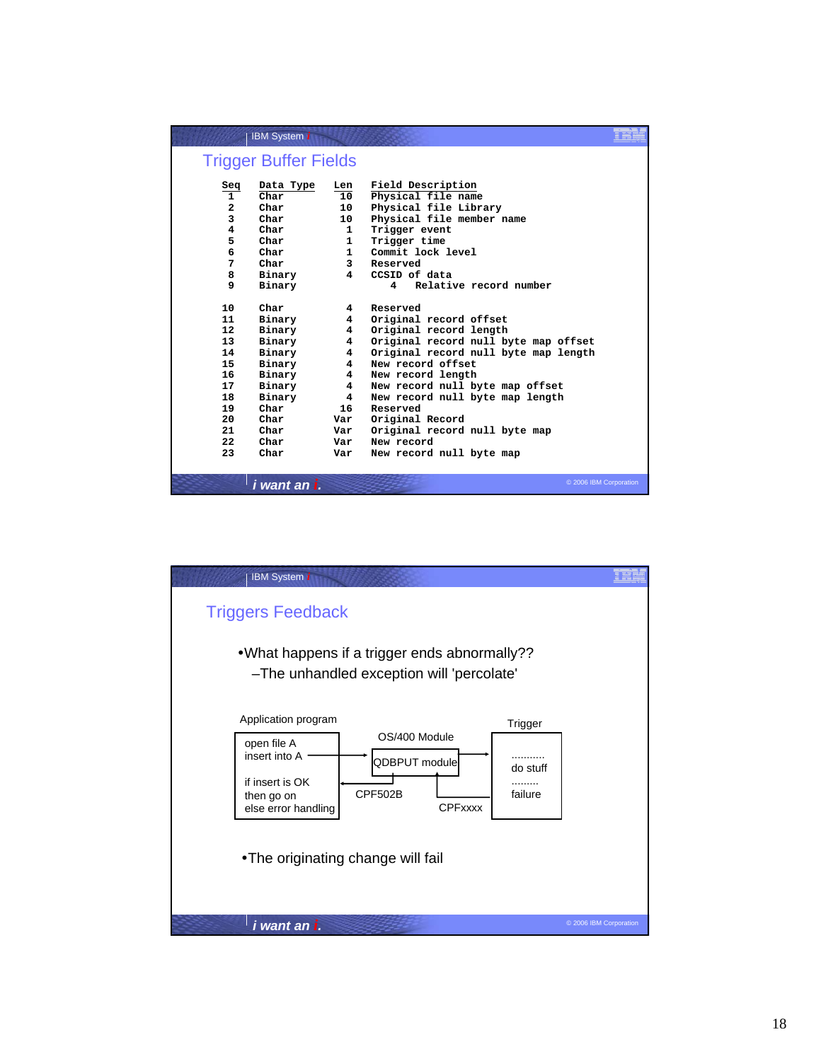## Trigger Buffer Fields

| Seq | Data Type | Len | Field Description |
|---|---|---|---|
| 1 | Char | 10 | Physical file name |
| 2 | Char | 10 | Physical file Library |
| 3 | Char | 10 | Physical file member name |
| 4 | Char | 1 | Trigger event |
| 5 | Char | 1 | Trigger time |
| 6 | Char | 1 | Commit lock level |
| 7 | Char | 3 | Reserved |
| 8 | Binary | 4 | CCSID of data |
| 9 | Binary | 4 | Relative record number |
| 10 | Char | 4 | Reserved |
| 11 | Binary | 4 | Original record offset |
| 12 | Binary | 4 | Original record length |
| 13 | Binary | 4 | Original record null byte map offset |
| 14 | Binary | 4 | Original record null byte map length |
| 15 | Binary | 4 | New record offset |
| 16 | Binary | 4 | New record length |
| 17 | Binary | 4 | New record null byte map offset |
| 18 | Binary | 4 | New record null byte map length |
| 19 | Char | 16 | Reserved |
| 20 | Char | Var | Original Record |
| 21 | Char | Var | Original record null byte map |
| 22 | Char | Var | New record |
| 23 | Char | Var | New record null byte map |

## Triggers Feedback

- What happens if a trigger ends abnormally??
  - The unhandled exception will 'percolate'

Application program: open file A / insert into A → OS/400 Module: QDBPUT module → Trigger: ........... do stuff ......... failure

Trigger → CPFxxxx → QDBPUT module → CPF502B → Application program: if insert is OK then go on else error handling

- The originating change will fail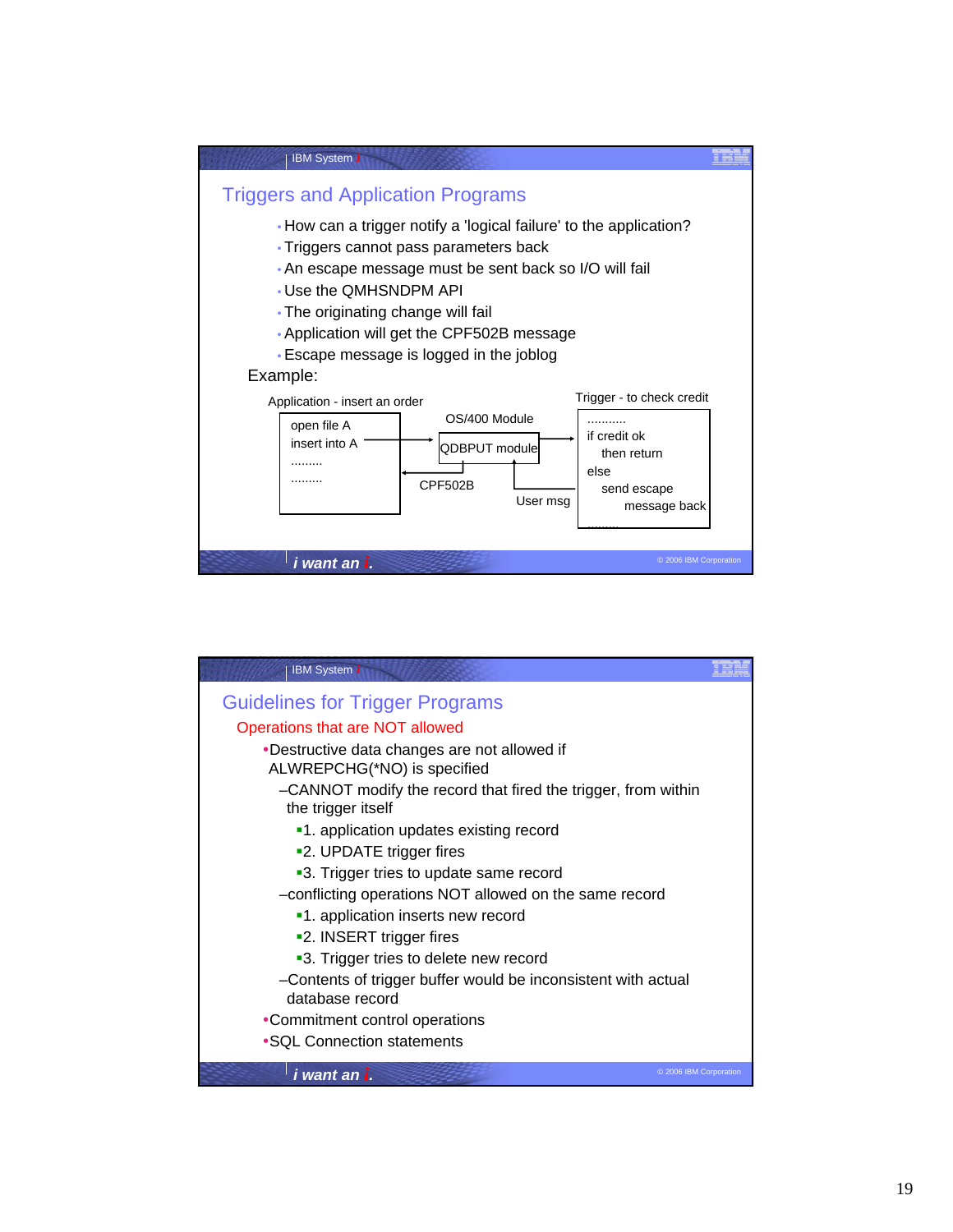## Triggers and Application Programs

- How can a trigger notify a 'logical failure' to the application?
- Triggers cannot pass parameters back
- An escape message must be sent back so I/O will fail
- Use the QMHSNDPM API
- The originating change will fail
- Application will get the CPF502B message
- Escape message is logged in the joblog

Example:

```
Application - insert an order                          Trigger - to check credit
                               OS/400 Module           ...........
  open file A                                          if credit ok
  insert into A  ---------->  QDBPUT module  ------>      then return
  .........                                            else
  .........      <----------                              send escape
                  CPF502B               User msg             message back
                                                       .........
```

## Guidelines for Trigger Programs

Operations that are NOT allowed

- Destructive data changes are not allowed if ALWREPCHG(*NO) is specified
  - CANNOT modify the record that fired the trigger, from within the trigger itself
    - 1. application updates existing record
    - 2. UPDATE trigger fires
    - 3. Trigger tries to update same record
  - conflicting operations NOT allowed on the same record
    - 1. application inserts new record
    - 2. INSERT trigger fires
    - 3. Trigger tries to delete new record
  - Contents of trigger buffer would be inconsistent with actual database record
- Commitment control operations
- SQL Connection statements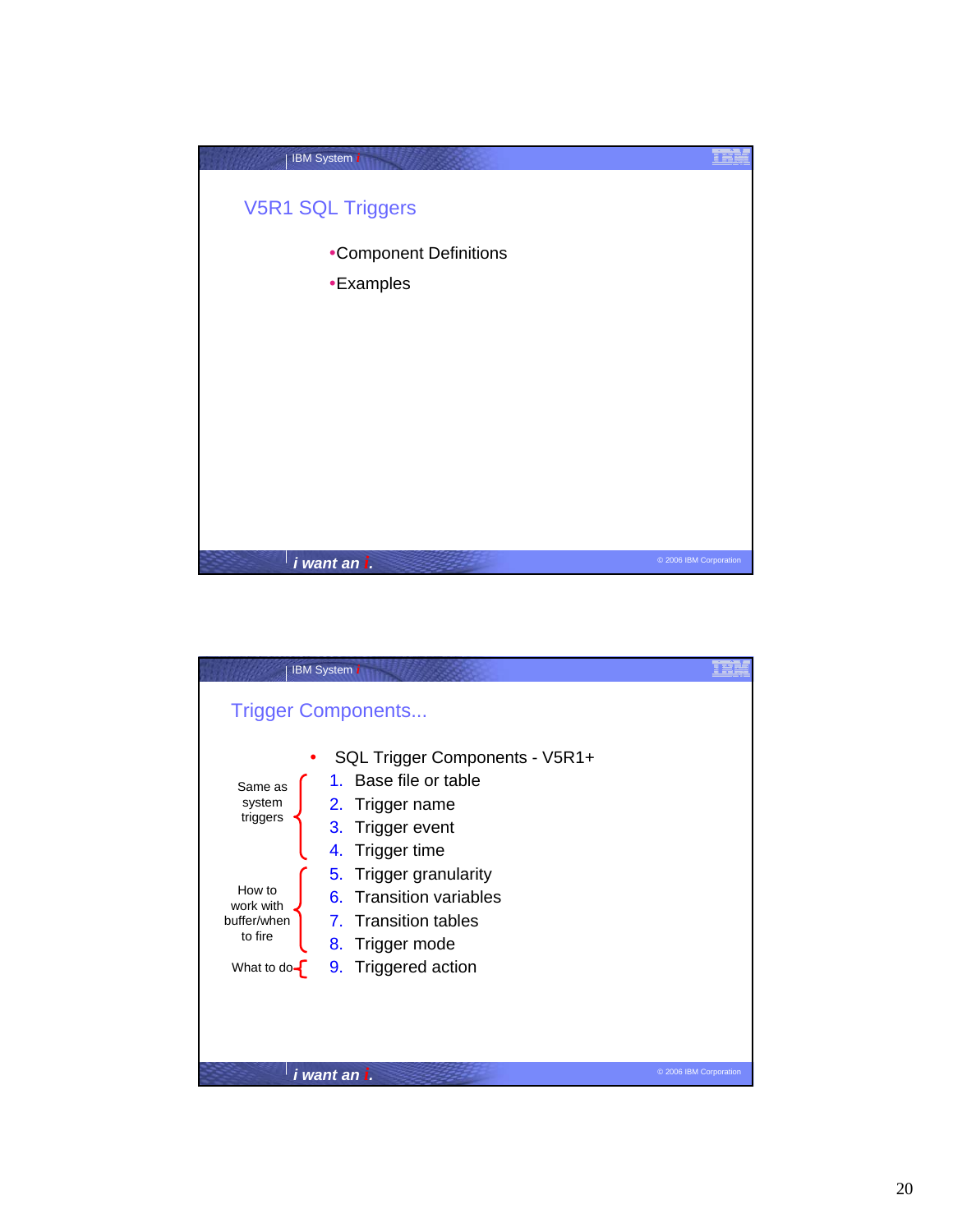## V5R1 SQL Triggers

- Component Definitions
- Examples

## Trigger Components...

- SQL Trigger Components - V5R1+

Same as system triggers:

1. Base file or table
2. Trigger name
3. Trigger event
4. Trigger time

How to work with buffer/when to fire:

5. Trigger granularity
6. Transition variables
7. Transition tables
8. Trigger mode

What to do:

9. Triggered action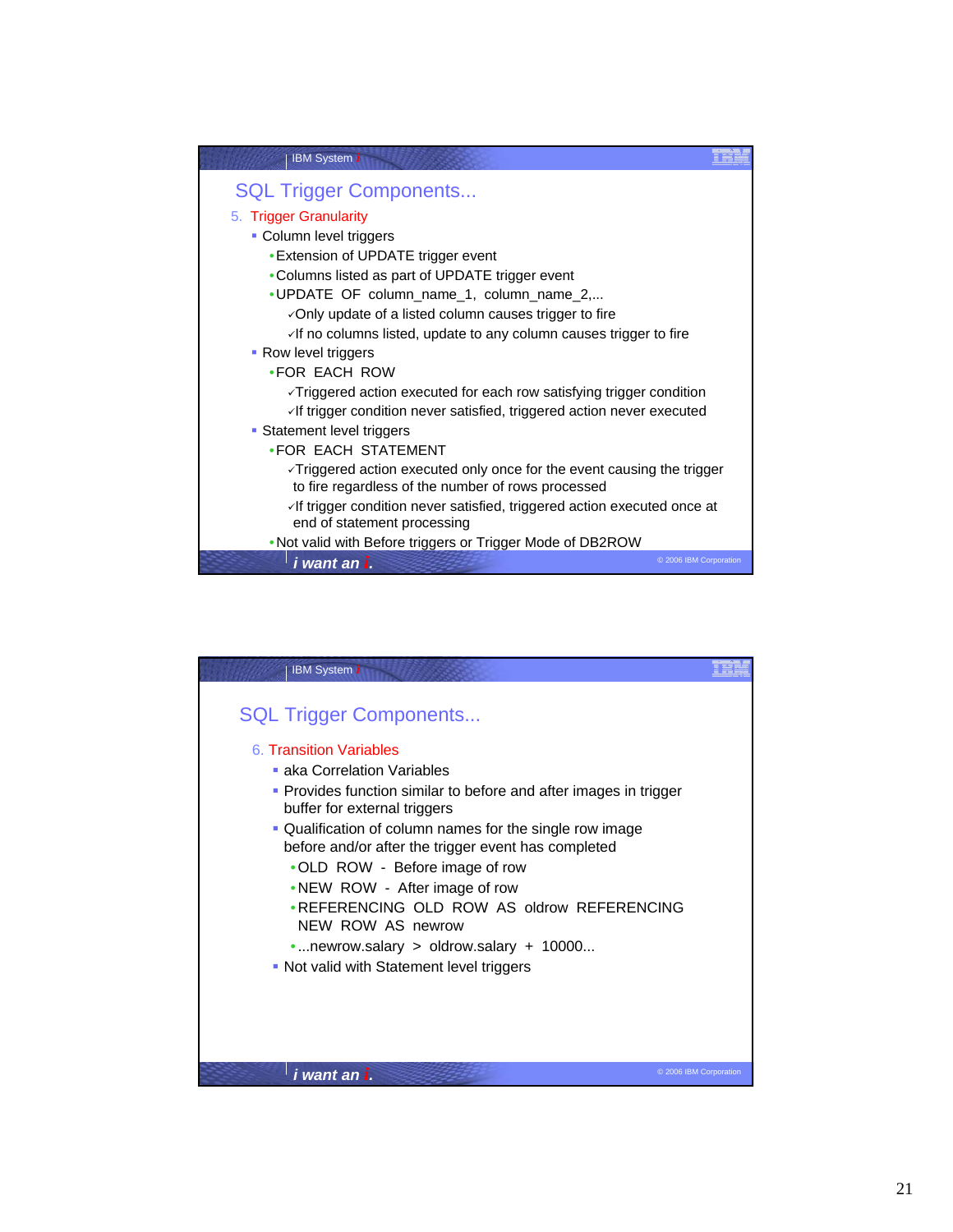## SQL Trigger Components...

5. Trigger Granularity
   - Column level triggers
     - Extension of UPDATE trigger event
     - Columns listed as part of UPDATE trigger event
     - UPDATE OF column_name_1, column_name_2,...
       - ✓Only update of a listed column causes trigger to fire
       - ✓If no columns listed, update to any column causes trigger to fire
   - Row level triggers
     - FOR EACH ROW
       - ✓Triggered action executed for each row satisfying trigger condition
       - ✓If trigger condition never satisfied, triggered action never executed
   - Statement level triggers
     - FOR EACH STATEMENT
       - ✓Triggered action executed only once for the event causing the trigger to fire regardless of the number of rows processed
       - ✓If trigger condition never satisfied, triggered action executed once at end of statement processing
     - Not valid with Before triggers or Trigger Mode of DB2ROW

## SQL Trigger Components...

6. Transition Variables
   - aka Correlation Variables
   - Provides function similar to before and after images in trigger buffer for external triggers
   - Qualification of column names for the single row image before and/or after the trigger event has completed
     - OLD ROW - Before image of row
     - NEW ROW - After image of row
     - REFERENCING OLD ROW AS oldrow REFERENCING NEW ROW AS newrow
     - ...newrow.salary > oldrow.salary + 10000...
   - Not valid with Statement level triggers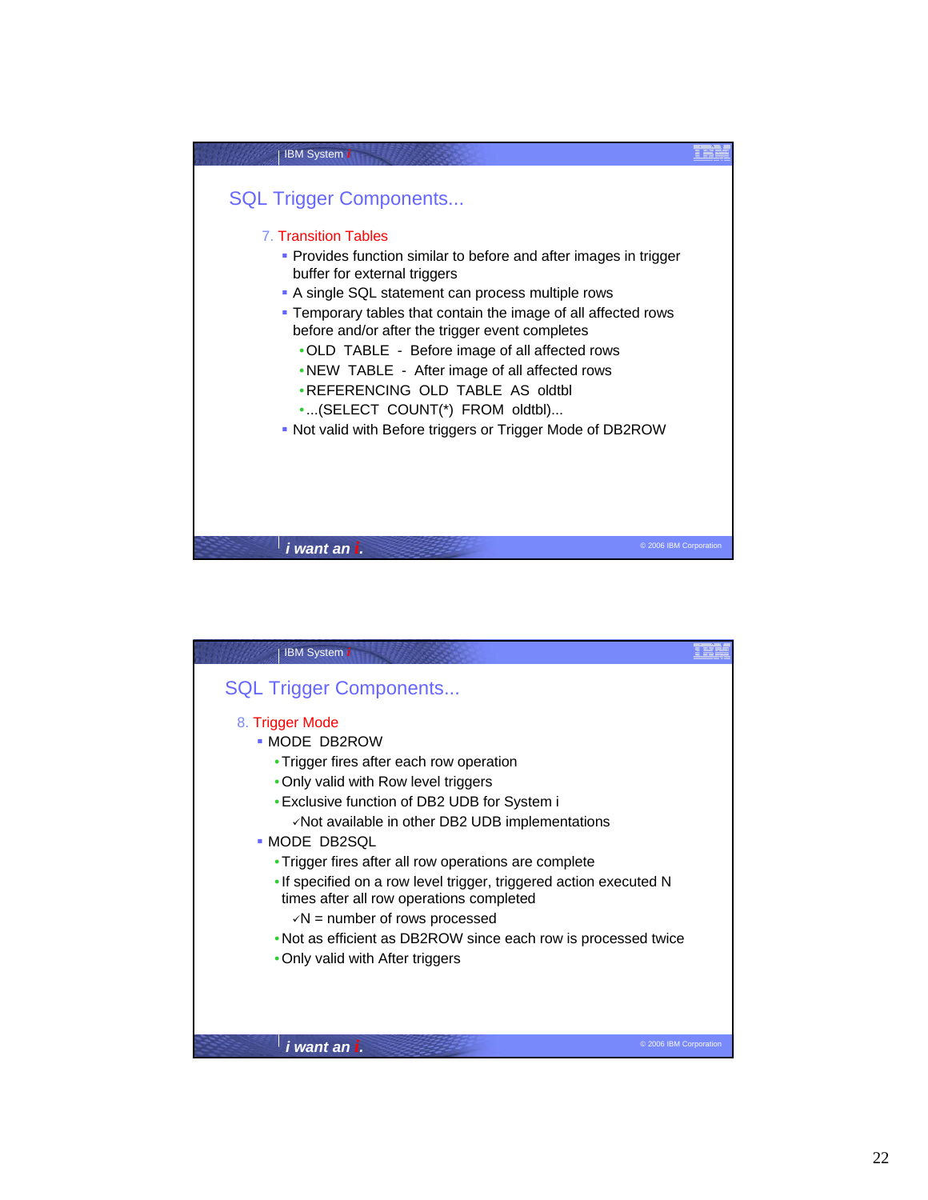## SQL Trigger Components...

7. Transition Tables
   - Provides function similar to before and after images in trigger buffer for external triggers
   - A single SQL statement can process multiple rows
   - Temporary tables that contain the image of all affected rows before and/or after the trigger event completes
     - OLD TABLE - Before image of all affected rows
     - NEW TABLE - After image of all affected rows
     - REFERENCING OLD TABLE AS oldtbl
     - ...(SELECT COUNT(*) FROM oldtbl)...
   - Not valid with Before triggers or Trigger Mode of DB2ROW

## SQL Trigger Components...

8. Trigger Mode
   - MODE DB2ROW
     - Trigger fires after each row operation
     - Only valid with Row level triggers
     - Exclusive function of DB2 UDB for System i
       - ✓Not available in other DB2 UDB implementations
   - MODE DB2SQL
     - Trigger fires after all row operations are complete
     - If specified on a row level trigger, triggered action executed N times after all row operations completed
       - ✓N = number of rows processed
     - Not as efficient as DB2ROW since each row is processed twice
     - Only valid with After triggers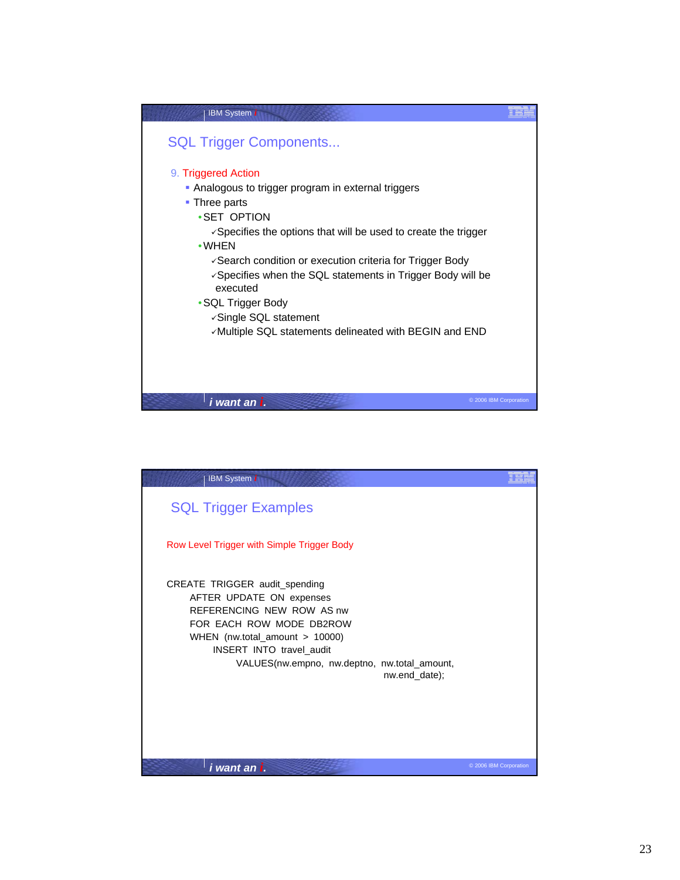## SQL Trigger Components...

9. Triggered Action
   - Analogous to trigger program in external triggers
   - Three parts
     - SET OPTION
       - ✓Specifies the options that will be used to create the trigger
     - WHEN
       - ✓Search condition or execution criteria for Trigger Body
       - ✓Specifies when the SQL statements in Trigger Body will be executed
     - SQL Trigger Body
       - ✓Single SQL statement
       - ✓Multiple SQL statements delineated with BEGIN and END

## SQL Trigger Examples

Row Level Trigger with Simple Trigger Body

```
CREATE  TRIGGER  audit_spending
      AFTER  UPDATE  ON  expenses
      REFERENCING  NEW  ROW  AS nw
      FOR  EACH  ROW  MODE  DB2ROW
      WHEN  (nw.total_amount  >  10000)
            INSERT  INTO  travel_audit
                  VALUES(nw.empno,  nw.deptno,  nw.total_amount,
                                                      nw.end_date);
```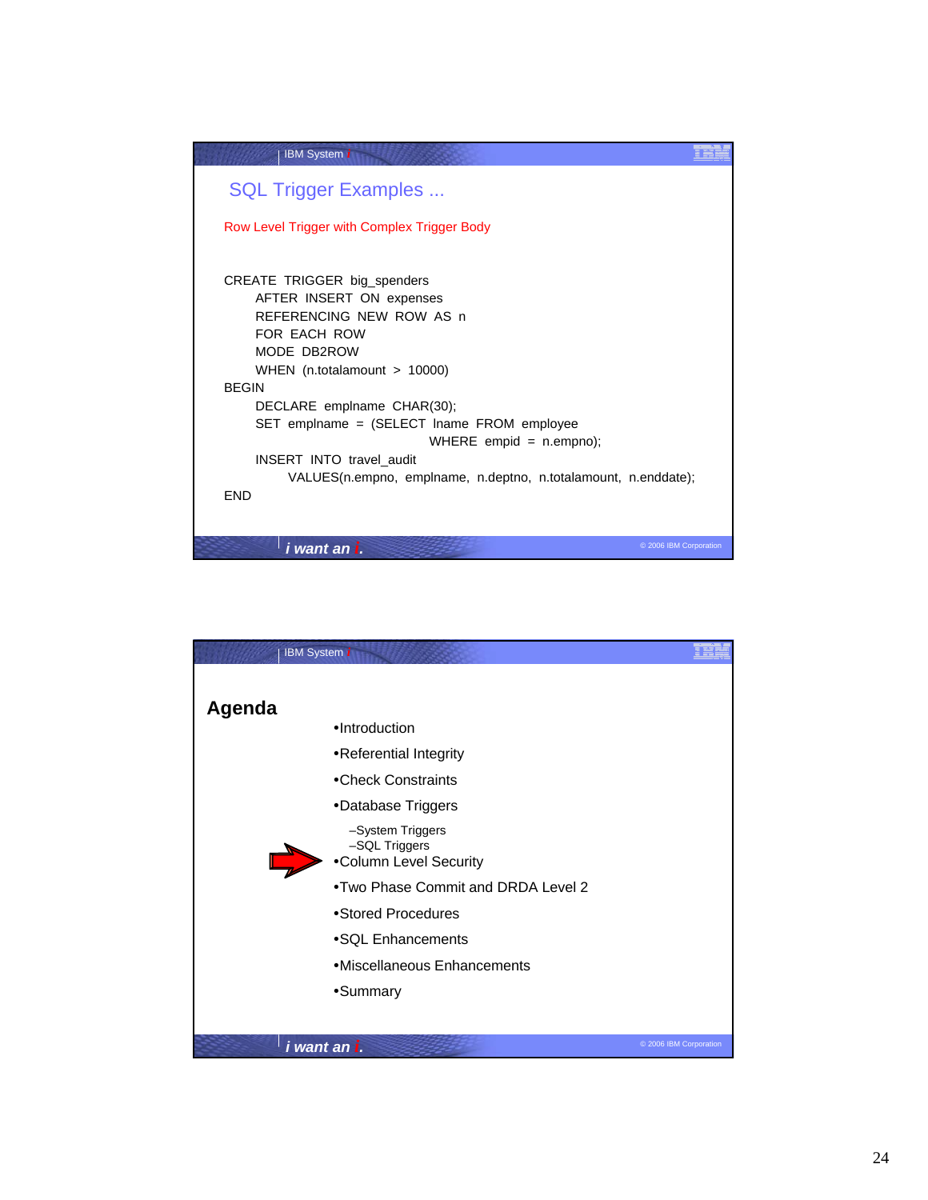## SQL Trigger Examples ...

Row Level Trigger with Complex Trigger Body

```
CREATE  TRIGGER  big_spenders
      AFTER  INSERT  ON  expenses
      REFERENCING  NEW  ROW  AS  n
      FOR  EACH  ROW
      MODE  DB2ROW
      WHEN  (n.totalamount  >  10000)
BEGIN
      DECLARE  emplname  CHAR(30);
      SET  emplname  =  (SELECT  lname  FROM  employee
                                    WHERE  empid  =  n.empno);
      INSERT  INTO  travel_audit
            VALUES(n.empno,  emplname,  n.deptno,  n.totalamount,  n.enddate);
END
```

## Agenda

- Introduction
- Referential Integrity
- Check Constraints
- Database Triggers
  - System Triggers
  - SQL Triggers
- Column Level Security
- Two Phase Commit and DRDA Level 2
- Stored Procedures
- SQL Enhancements
- Miscellaneous Enhancements
- Summary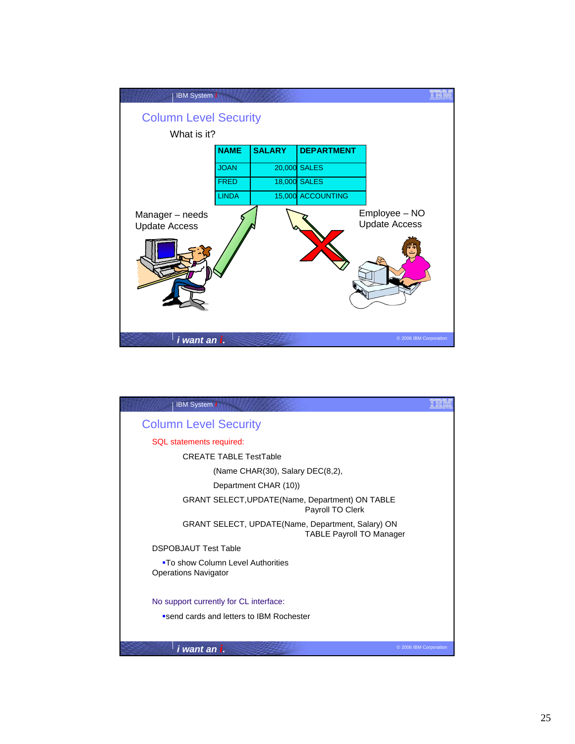## Column Level Security

What is it?

| NAME | SALARY | DEPARTMENT |
|---|---|---|
| JOAN | 20,000 | SALES |
| FRED | 18,000 | SALES |
| LINDA | 15,000 | ACCOUNTING |

Manager – needs Update Access

Employee – NO Update Access

## Column Level Security

SQL statements required:

```
CREATE TABLE TestTable
    (Name CHAR(30), Salary DEC(8,2),
    Department CHAR (10))
GRANT SELECT,UPDATE(Name, Department) ON TABLE
                    Payroll TO Clerk
GRANT SELECT, UPDATE(Name, Department, Salary) ON
                    TABLE Payroll TO Manager
```

DSPOBJAUT Test Table

- To show Column Level Authorities

Operations Navigator

No support currently for CL interface:

- send cards and letters to IBM Rochester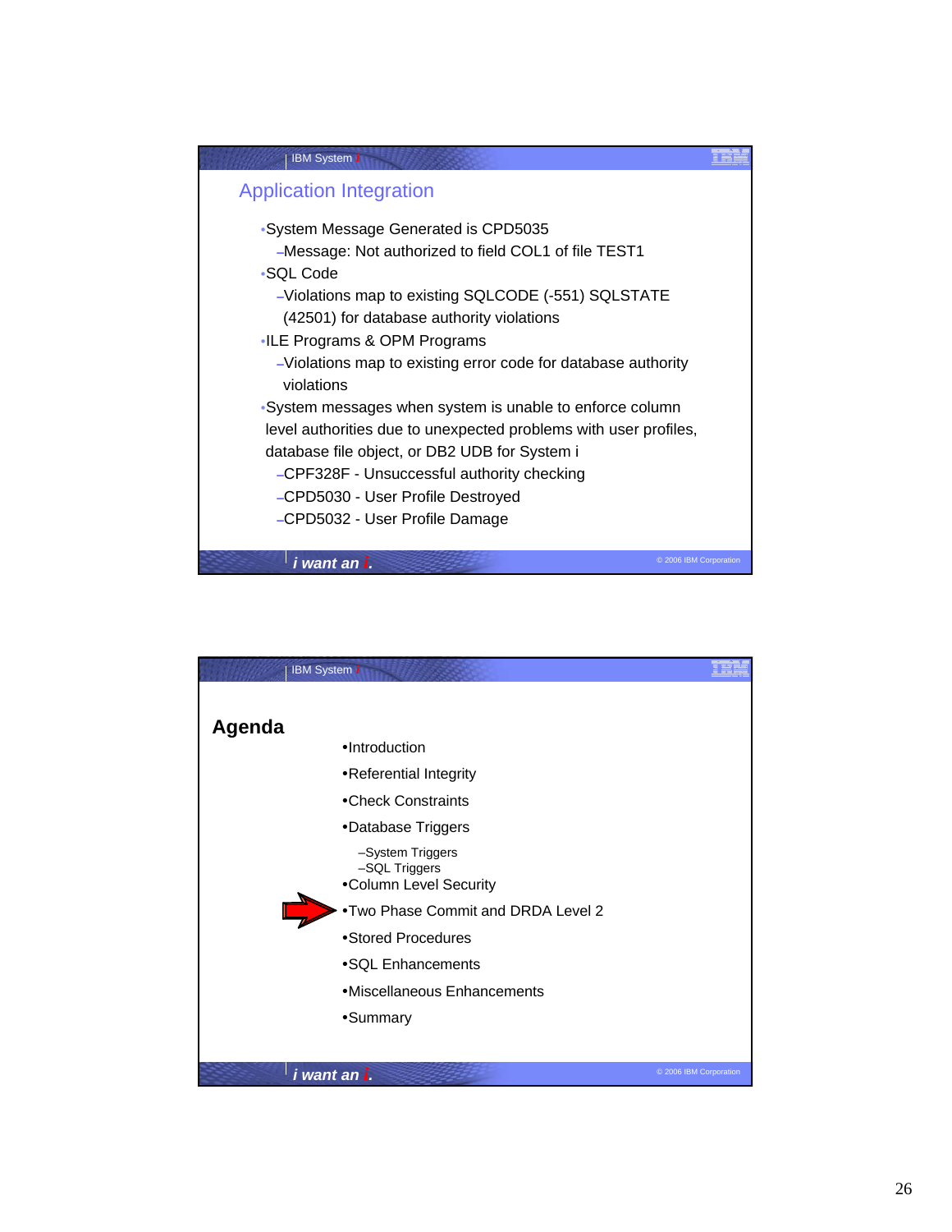## Application Integration

- System Message Generated is CPD5035
  - Message: Not authorized to field COL1 of file TEST1
- SQL Code
  - Violations map to existing SQLCODE (-551) SQLSTATE (42501) for database authority violations
- ILE Programs & OPM Programs
  - Violations map to existing error code for database authority violations
- System messages when system is unable to enforce column level authorities due to unexpected problems with user profiles, database file object, or DB2 UDB for System i
  - CPF328F - Unsuccessful authority checking
  - CPD5030 - User Profile Destroyed
  - CPD5032 - User Profile Damage

## Agenda

- Introduction
- Referential Integrity
- Check Constraints
- Database Triggers
  - System Triggers
  - SQL Triggers
- Column Level Security
- ➡ Two Phase Commit and DRDA Level 2
- Stored Procedures
- SQL Enhancements
- Miscellaneous Enhancements
- Summary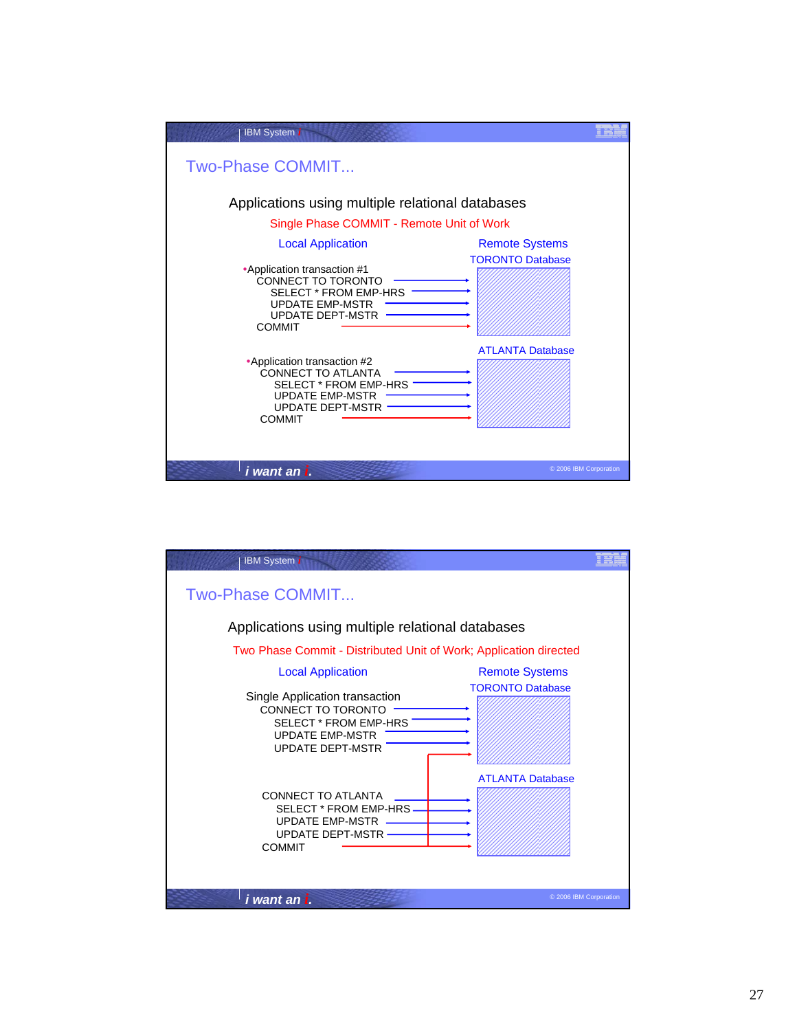## Two-Phase COMMIT...

### Applications using multiple relational databases

Single Phase COMMIT - Remote Unit of Work

**Local Application** — **Remote Systems**

- Application transaction #1
  - CONNECT TO TORONTO → TORONTO Database
    - SELECT * FROM EMP-HRS
    - UPDATE EMP-MSTR
    - UPDATE DEPT-MSTR
  - COMMIT

- Application transaction #2
  - CONNECT TO ATLANTA → ATLANTA Database
    - SELECT * FROM EMP-HRS
    - UPDATE EMP-MSTR
    - UPDATE DEPT-MSTR
  - COMMIT

## Two-Phase COMMIT...

### Applications using multiple relational databases

Two Phase Commit - Distributed Unit of Work; Application directed

**Local Application** — **Remote Systems**

Single Application transaction

- CONNECT TO TORONTO → TORONTO Database
  - SELECT * FROM EMP-HRS
  - UPDATE EMP-MSTR
  - UPDATE DEPT-MSTR
- CONNECT TO ATLANTA → ATLANTA Database
  - SELECT * FROM EMP-HRS
  - UPDATE EMP-MSTR
  - UPDATE DEPT-MSTR
- COMMIT (→ TORONTO Database and ATLANTA Database)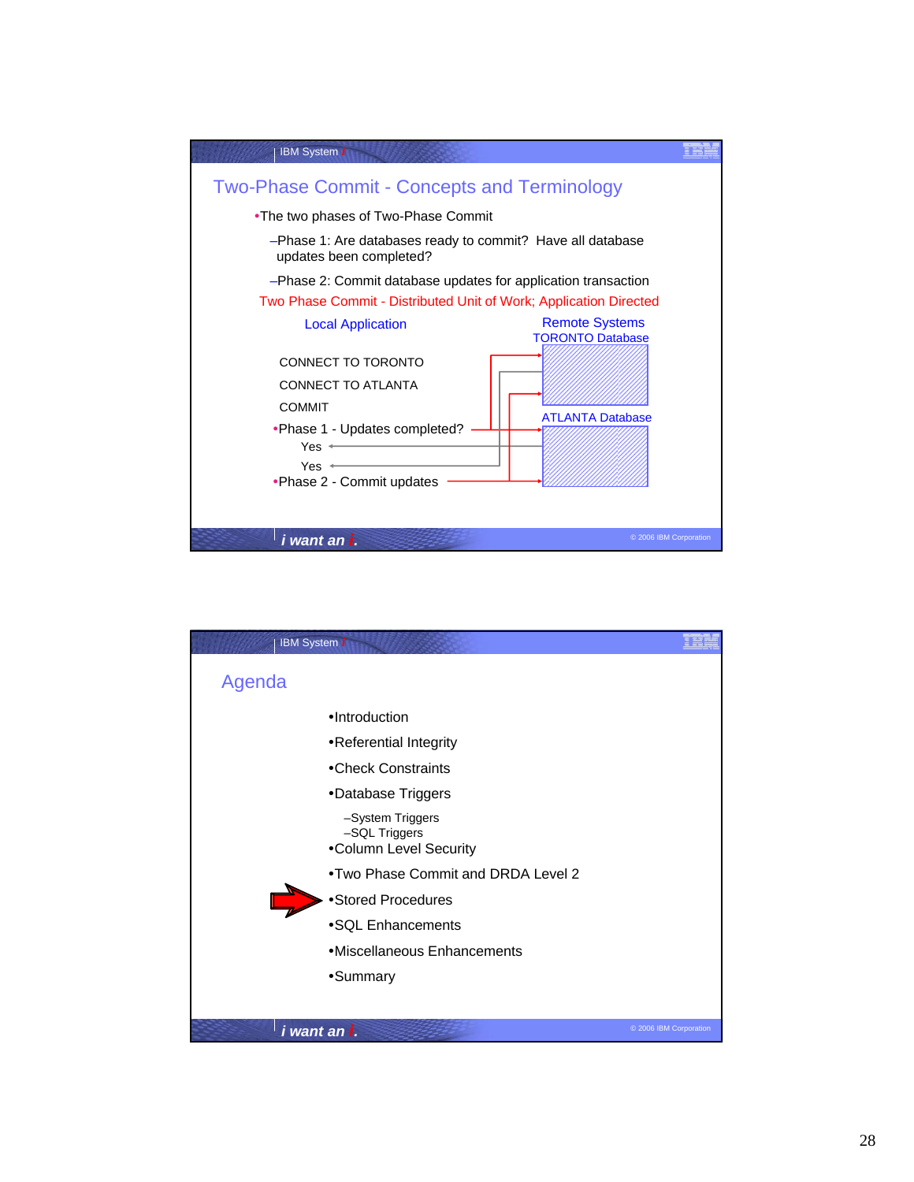## Two-Phase Commit - Concepts and Terminology

- The two phases of Two-Phase Commit
  - Phase 1: Are databases ready to commit? Have all database updates been completed?
  - Phase 2: Commit database updates for application transaction

Two Phase Commit - Distributed Unit of Work; Application Directed

Local Application

Remote Systems

TORONTO Database

CONNECT TO TORONTO

CONNECT TO ATLANTA

COMMIT

- Phase 1 - Updates completed?

  Yes

  Yes

- Phase 2 - Commit updates

ATLANTA Database

## Agenda

- Introduction
- Referential Integrity
- Check Constraints
- Database Triggers
  - System Triggers
  - SQL Triggers
- Column Level Security
- Two Phase Commit and DRDA Level 2
- Stored Procedures
- SQL Enhancements
- Miscellaneous Enhancements
- Summary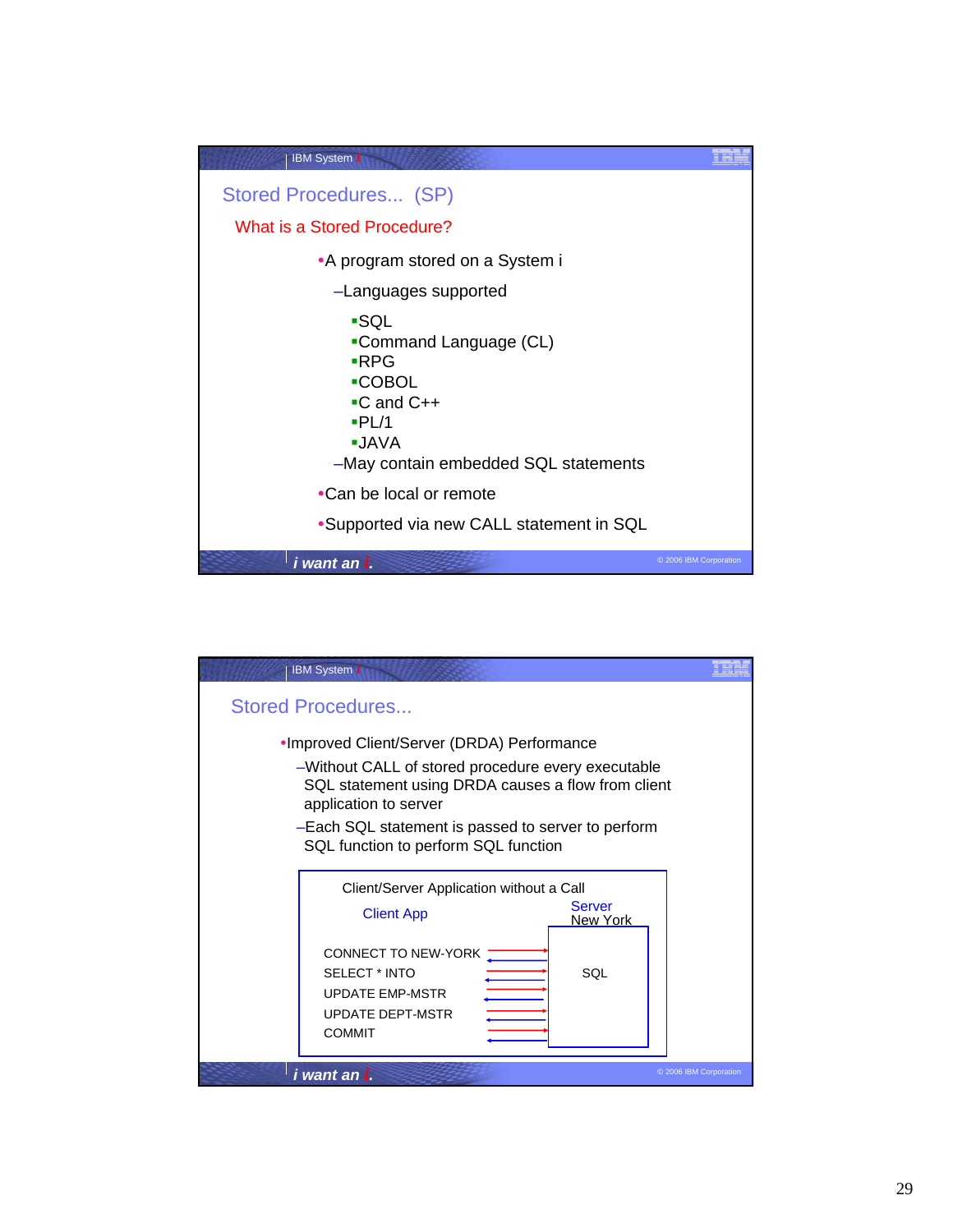## Stored Procedures... (SP)

### What is a Stored Procedure?

- A program stored on a System i
  - Languages supported
    - SQL
    - Command Language (CL)
    - RPG
    - COBOL
    - C and C++
    - PL/1
    - JAVA
  - May contain embedded SQL statements
- Can be local or remote
- Supported via new CALL statement in SQL

## Stored Procedures...

- Improved Client/Server (DRDA) Performance
  - Without CALL of stored procedure every executable SQL statement using DRDA causes a flow from client application to server
  - Each SQL statement is passed to server to perform SQL function to perform SQL function

Client/Server Application without a Call

Client App

Server
New York

CONNECT TO NEW-YORK
SELECT * INTO
UPDATE EMP-MSTR
UPDATE DEPT-MSTR
COMMIT

SQL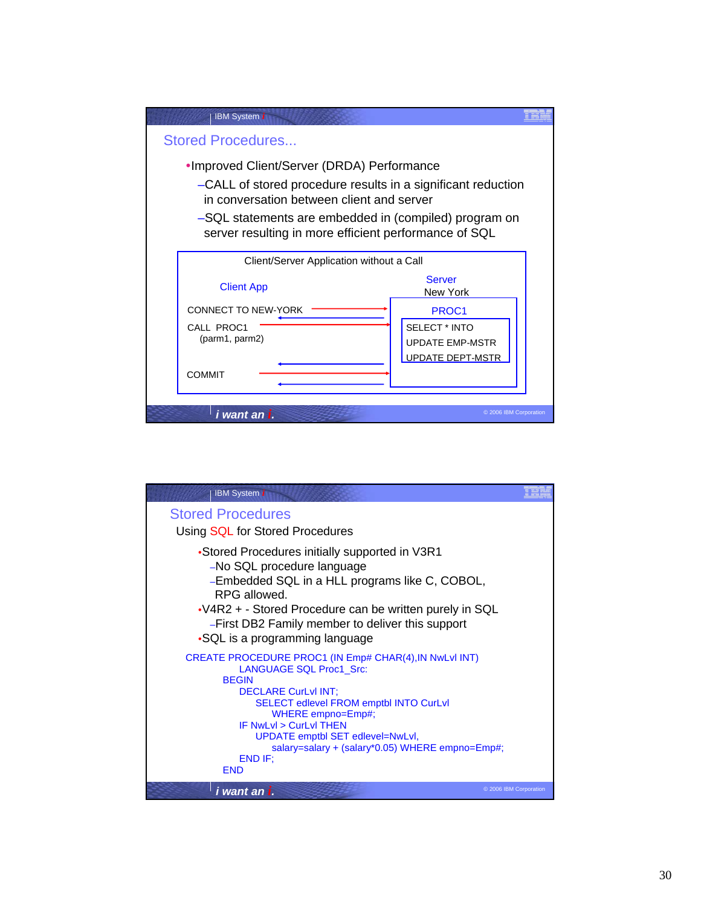## Stored Procedures...

- Improved Client/Server (DRDA) Performance
  - CALL of stored procedure results in a significant reduction in conversation between client and server
  - SQL statements are embedded in (compiled) program on server resulting in more efficient performance of SQL

Client/Server Application without a Call

| Client App | Server New York |
|---|---|
| CONNECT TO NEW-YORK | PROC1 |
| CALL PROC1 (parm1, parm2) | SELECT * INTO<br>UPDATE EMP-MSTR<br>UPDATE DEPT-MSTR |
| COMMIT | |

## Stored Procedures

Using SQL for Stored Procedures

- Stored Procedures initially supported in V3R1
  - No SQL procedure language
  - Embedded SQL in a HLL programs like C, COBOL, RPG allowed.
- V4R2 + - Stored Procedure can be written purely in SQL
  - First DB2 Family member to deliver this support
- SQL is a programming language

```
CREATE PROCEDURE PROC1 (IN Emp# CHAR(4),IN NwLvl INT)
        LANGUAGE SQL Proc1_Src:
    BEGIN
        DECLARE CurLvl INT;
            SELECT edlevel FROM emptbl INTO CurLvl
                WHERE empno=Emp#;
        IF NwLvl > CurLvl THEN
            UPDATE emptbl SET edlevel=NwLvl,
                salary=salary + (salary*0.05) WHERE empno=Emp#;
        END IF;
    END
```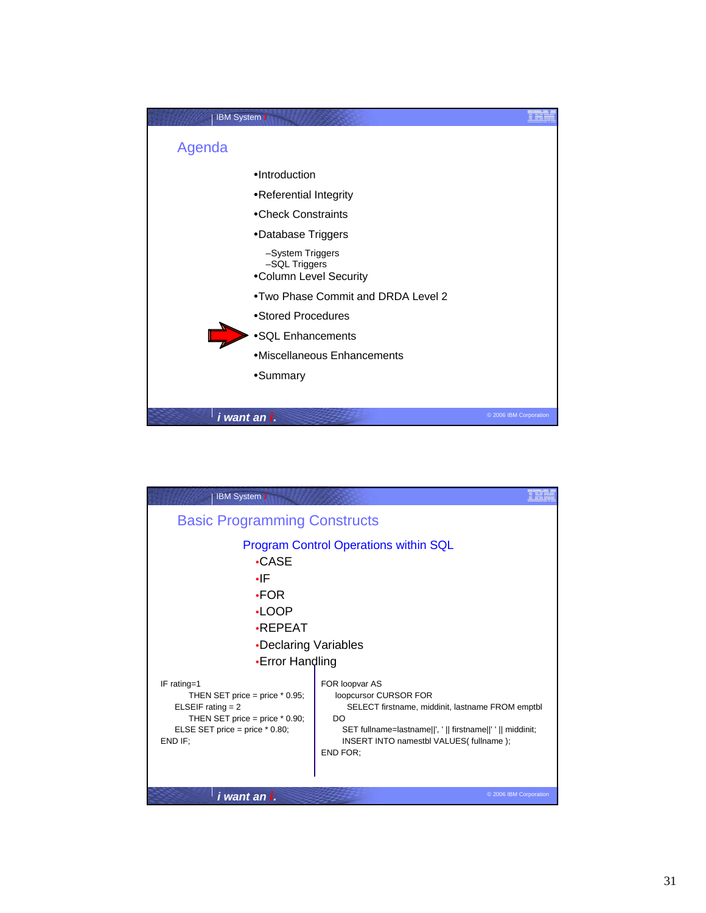## Agenda

- Introduction
- Referential Integrity
- Check Constraints
- Database Triggers
  - System Triggers
  - SQL Triggers
- Column Level Security
- Two Phase Commit and DRDA Level 2
- Stored Procedures
- SQL Enhancements
- Miscellaneous Enhancements
- Summary

## Basic Programming Constructs

### Program Control Operations within SQL

- CASE
- IF
- FOR
- LOOP
- REPEAT
- Declaring Variables
- Error Handling

```
IF rating=1
      THEN SET price = price * 0.95;
   ELSEIF rating = 2
      THEN SET price = price * 0.90;
   ELSE SET price = price * 0.80;
END IF;
```

```
FOR loopvar AS
   loopcursor CURSOR FOR
      SELECT firstname, middinit, lastname FROM emptbl
   DO
      SET fullname=lastname||', ' || firstname||' ' || middinit;
      INSERT INTO namestbl VALUES( fullname );
END FOR;
```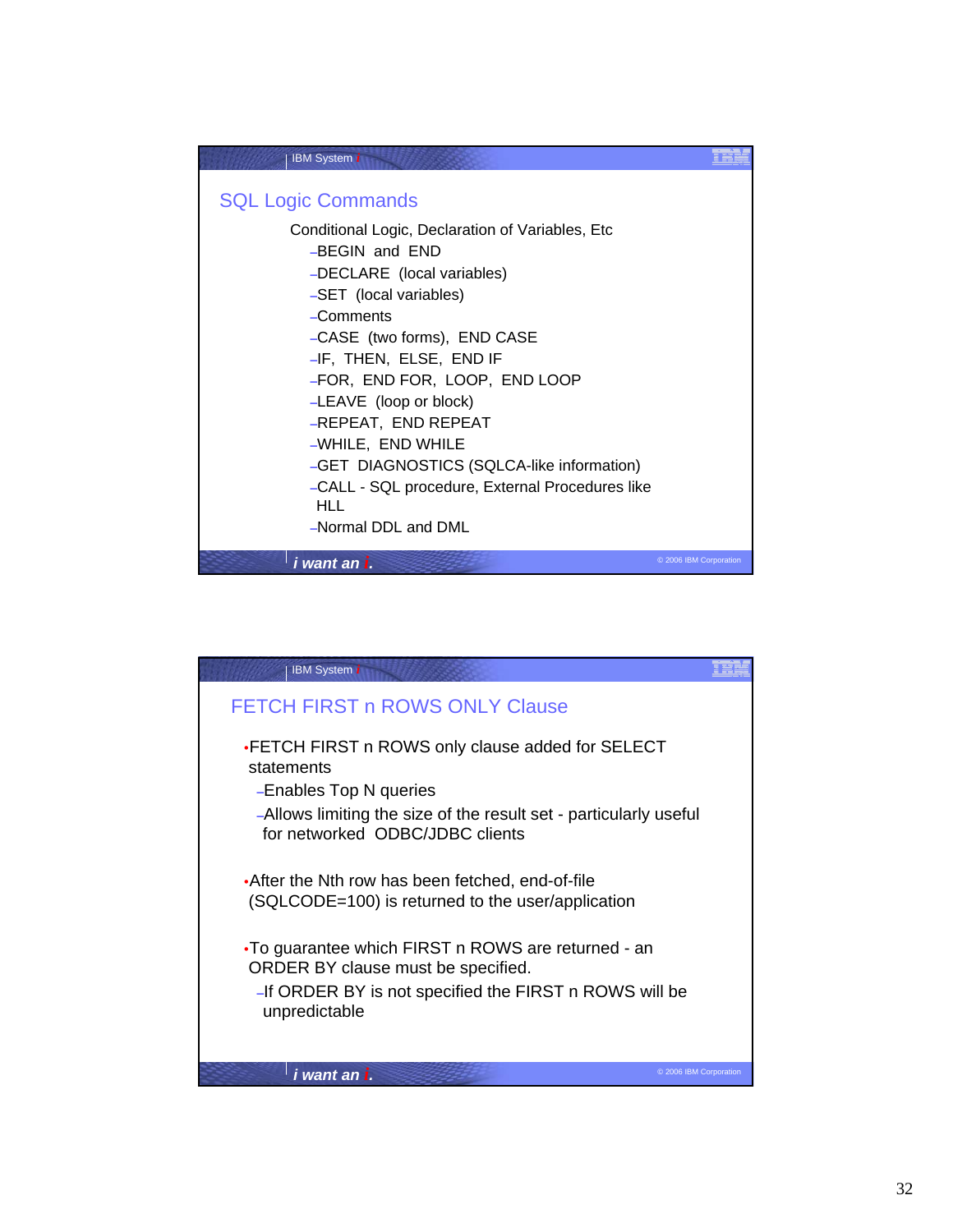## SQL Logic Commands

Conditional Logic, Declaration of Variables, Etc

- BEGIN and END
- DECLARE (local variables)
- SET (local variables)
- Comments
- CASE (two forms), END CASE
- IF, THEN, ELSE, END IF
- FOR, END FOR, LOOP, END LOOP
- LEAVE (loop or block)
- REPEAT, END REPEAT
- WHILE, END WHILE
- GET DIAGNOSTICS (SQLCA-like information)
- CALL - SQL procedure, External Procedures like HLL
- Normal DDL and DML

## FETCH FIRST n ROWS ONLY Clause

- FETCH FIRST n ROWS only clause added for SELECT statements
  - Enables Top N queries
  - Allows limiting the size of the result set - particularly useful for networked ODBC/JDBC clients
- After the Nth row has been fetched, end-of-file (SQLCODE=100) is returned to the user/application
- To guarantee which FIRST n ROWS are returned - an ORDER BY clause must be specified.
  - If ORDER BY is not specified the FIRST n ROWS will be unpredictable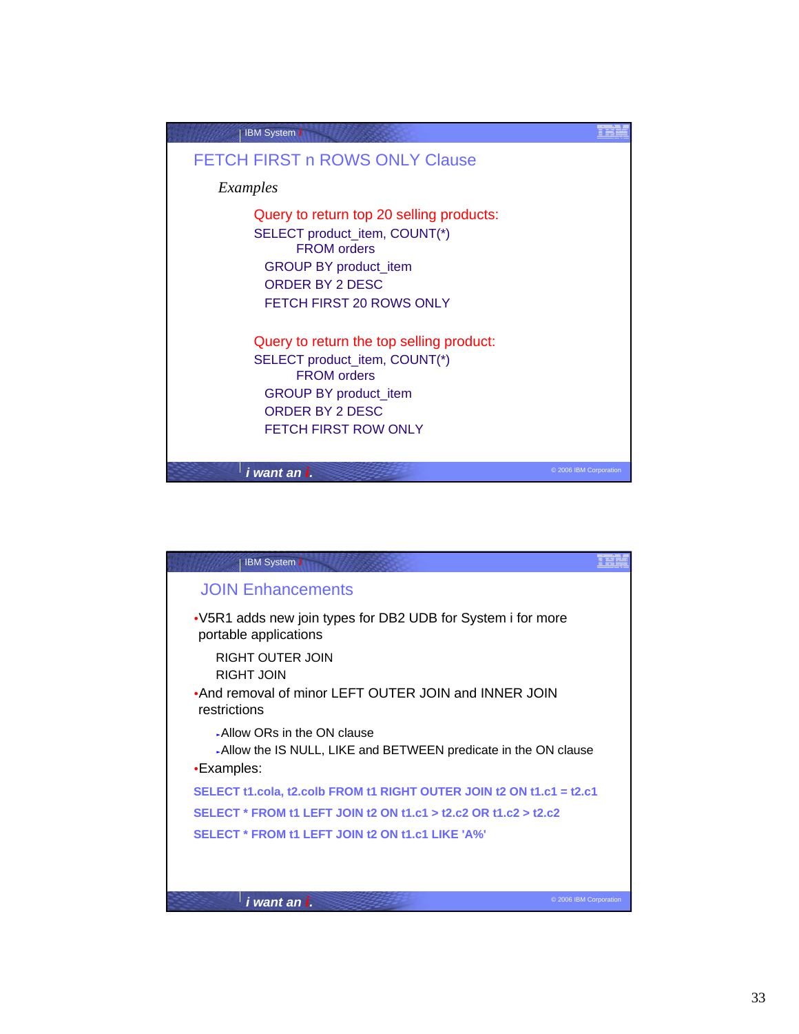## FETCH FIRST n ROWS ONLY Clause

*Examples*

Query to return top 20 selling products:

```
SELECT product_item, COUNT(*)
        FROM orders
  GROUP BY product_item
  ORDER BY 2 DESC
  FETCH FIRST 20 ROWS ONLY
```

Query to return the top selling product:

```
SELECT product_item, COUNT(*)
        FROM orders
  GROUP BY product_item
  ORDER BY 2 DESC
  FETCH FIRST ROW ONLY
```

## JOIN Enhancements

- V5R1 adds new join types for DB2 UDB for System i for more portable applications
  - RIGHT OUTER JOIN
  - RIGHT JOIN
- And removal of minor LEFT OUTER JOIN and INNER JOIN restrictions
  - Allow ORs in the ON clause
  - Allow the IS NULL, LIKE and BETWEEN predicate in the ON clause
- Examples:

```
SELECT t1.cola, t2.colb FROM t1 RIGHT OUTER JOIN t2 ON t1.c1 = t2.c1
SELECT * FROM t1 LEFT JOIN t2 ON t1.c1 > t2.c2 OR t1.c2 > t2.c2
SELECT * FROM t1 LEFT JOIN t2 ON t1.c1 LIKE 'A%'
```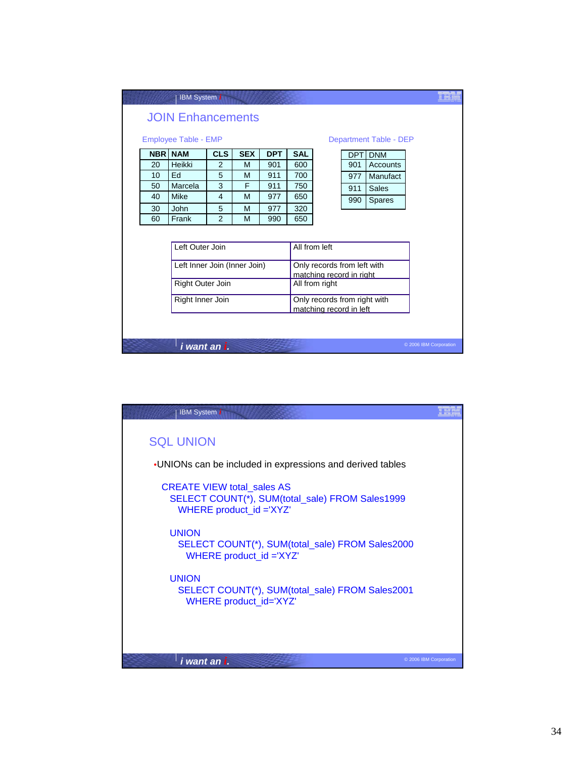## JOIN Enhancements

Employee Table - EMP

| NBR | NAM | CLS | SEX | DPT | SAL |
|---|---|---|---|---|---|
| 20 | Heikki | 2 | M | 901 | 600 |
| 10 | Ed | 5 | M | 911 | 700 |
| 50 | Marcela | 3 | F | 911 | 750 |
| 40 | Mike | 4 | M | 977 | 650 |
| 30 | John | 5 | M | 977 | 320 |
| 60 | Frank | 2 | M | 990 | 650 |

Department Table - DEP

| DPT | DNM |
|---|---|
| 901 | Accounts |
| 977 | Manufact |
| 911 | Sales |
| 990 | Spares |

| | |
|---|---|
| Left Outer Join | All from left |
| Left Inner Join (Inner Join) | Only records from left with matching record in right |
| Right Outer Join | All from right |
| Right Inner Join | Only records from right with matching record in left |

## SQL UNION

- UNIONs can be included in expressions and derived tables

```
CREATE VIEW total_sales AS
  SELECT COUNT(*), SUM(total_sale) FROM Sales1999
    WHERE product_id ='XYZ'

  UNION
    SELECT COUNT(*), SUM(total_sale) FROM Sales2000
      WHERE product_id ='XYZ'

  UNION
    SELECT COUNT(*), SUM(total_sale) FROM Sales2001
      WHERE product_id='XYZ'
```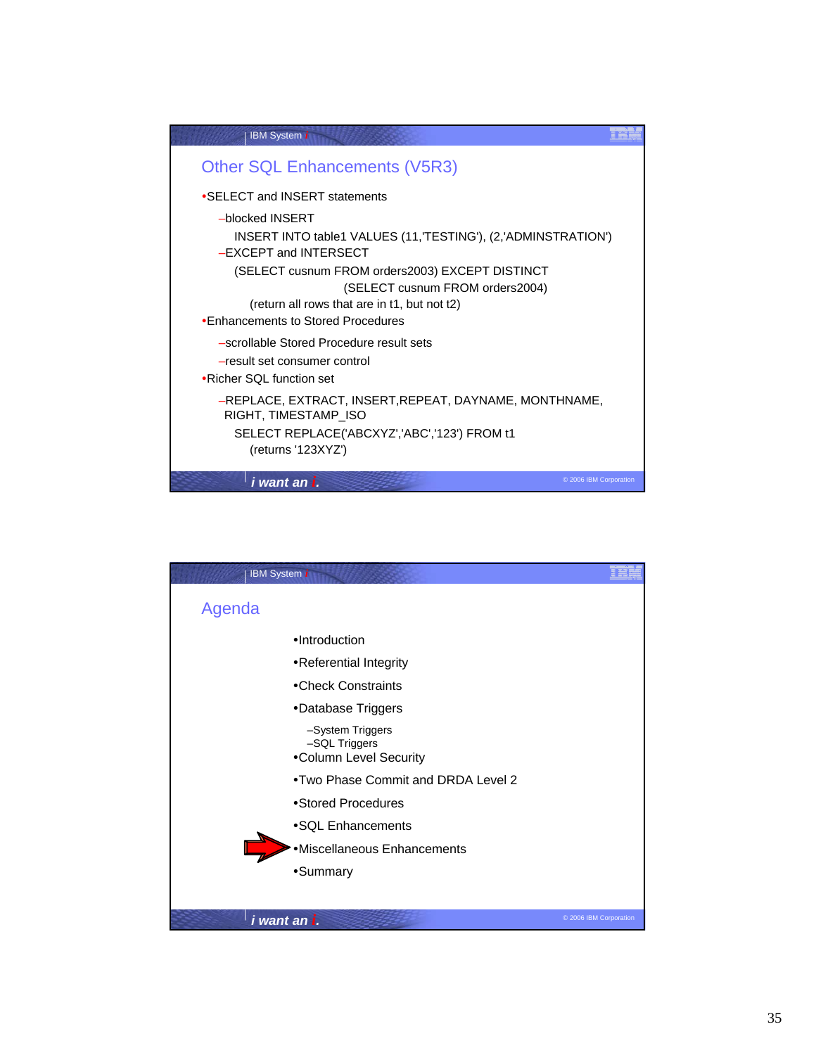## Other SQL Enhancements (V5R3)

- SELECT and INSERT statements
  - blocked INSERT

    INSERT INTO table1 VALUES (11,'TESTING'), (2,'ADMINSTRATION')
  - EXCEPT and INTERSECT

    (SELECT cusnum FROM orders2003) EXCEPT DISTINCT
    (SELECT cusnum FROM orders2004)

    (return all rows that are in t1, but not t2)
- Enhancements to Stored Procedures
  - scrollable Stored Procedure result sets
  - result set consumer control
- Richer SQL function set
  - REPLACE, EXTRACT, INSERT,REPEAT, DAYNAME, MONTHNAME, RIGHT, TIMESTAMP_ISO

    SELECT REPLACE('ABCXYZ','ABC','123') FROM t1

    (returns '123XYZ')

## Agenda

- Introduction
- Referential Integrity
- Check Constraints
- Database Triggers
  - System Triggers
  - SQL Triggers
- Column Level Security
- Two Phase Commit and DRDA Level 2
- Stored Procedures
- SQL Enhancements
- Miscellaneous Enhancements
- Summary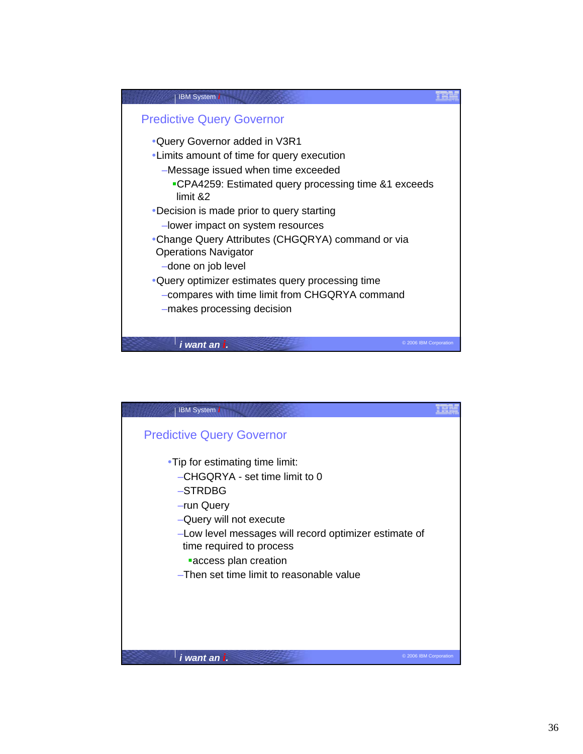## Predictive Query Governor

- Query Governor added in V3R1
- Limits amount of time for query execution
  - Message issued when time exceeded
    - CPA4259: Estimated query processing time &1 exceeds limit &2
- Decision is made prior to query starting
  - lower impact on system resources
- Change Query Attributes (CHGQRYA) command or via Operations Navigator
  - done on job level
- Query optimizer estimates query processing time
  - compares with time limit from CHGQRYA command
  - makes processing decision

## Predictive Query Governor

- Tip for estimating time limit:
  - CHGQRYA - set time limit to 0
  - STRDBG
  - run Query
  - Query will not execute
  - Low level messages will record optimizer estimate of time required to process
    - access plan creation
  - Then set time limit to reasonable value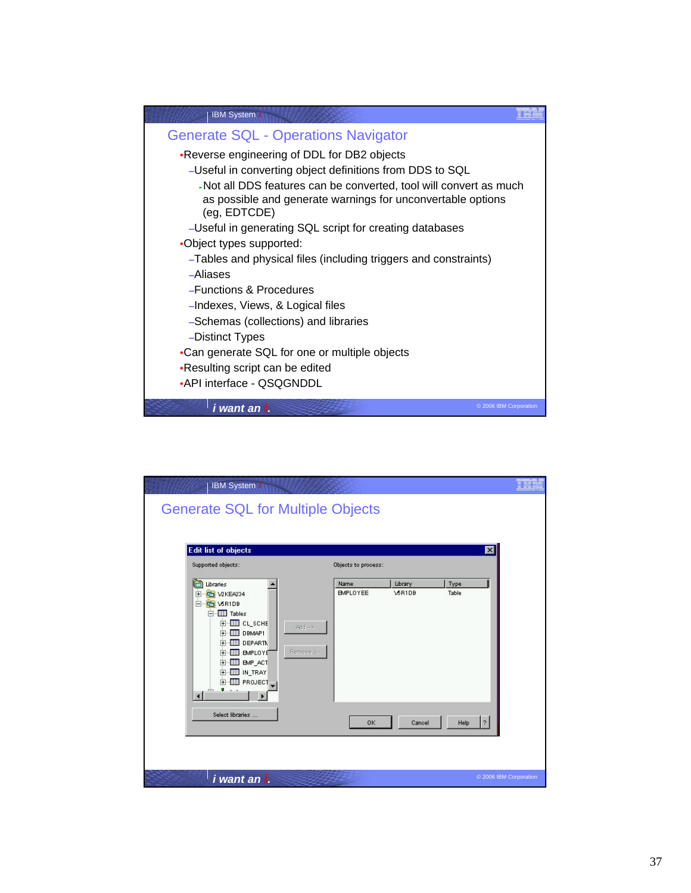## Generate SQL - Operations Navigator

- Reverse engineering of DDL for DB2 objects
  - Useful in converting object definitions from DDS to SQL
    - Not all DDS features can be converted, tool will convert as much as possible and generate warnings for unconvertable options (eg, EDTCDE)
  - Useful in generating SQL script for creating databases
- Object types supported:
  - Tables and physical files (including triggers and constraints)
  - Aliases
  - Functions & Procedures
  - Indexes, Views, & Logical files
  - Schemas (collections) and libraries
  - Distinct Types
- Can generate SQL for one or multiple objects
- Resulting script can be edited
- API interface - QSQGNDDL

## Generate SQL for Multiple Objects

**Edit list of objects**

Supported objects:

- Libraries
  - V2KEA234
  - V5R1DB
    - Tables
      - CL_SCHE
      - DBMAP1
      - DEPARTM
      - EMPLOYE
      - EMP_ACT
      - IN_TRAY
      - PROJECT

Add -->

Remove <--

Select libraries ...

Objects to process:

| Name | Library | Type |
|---|---|---|
| EMPLOYEE | V5R1DB | Table |

OK Cancel Help ?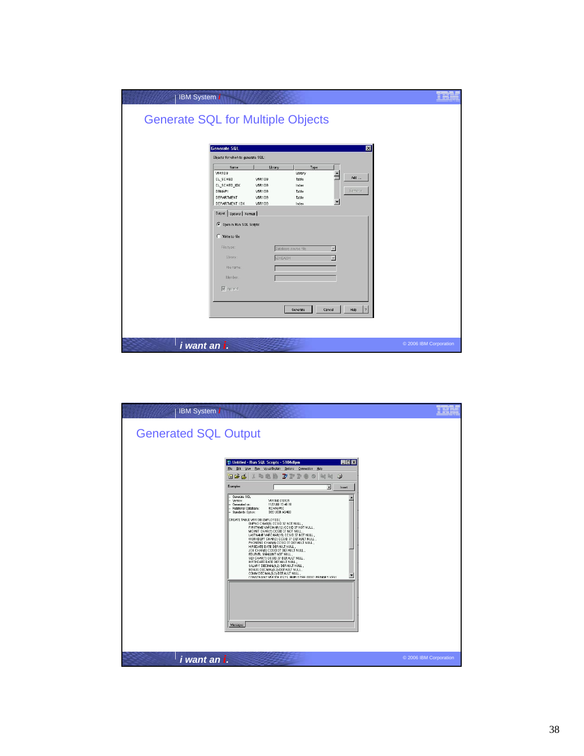# Generate SQL for Multiple Objects

Generate SQL

Objects for which to generate SQL:

| Name | Library | Type |
|---|---|---|
| V5R1DB | | Library |
| CL_SCHED | V5R1DB | Table |
| CL_SCHED_IDX | V5R1DB | Index |
| DBMAP1 | V5R1DB | Table |
| DEPARTMENT | V5R1DB | Table |
| DEPARTMENT IDX | V5R1DB | Index |

Add ... | Remove

Output | Options | Format

- Open in Run SQL Scripts
- Write to file

File type: Database source file

Library: AZYEA34

File name:

Member:

Append

Generate | Cancel | Help | ?

# Generated SQL Output

Untitled - Run SQL Scripts - 5104dfpm

File Edit View Run VisualExplain Options Connection Help

Examples: Insert

```
-- Generate SQL
-- Version:              V5R1M0 010525
-- Generated on:         11/21/00 15:48:18
-- Relational Database:  RCHASPHG
-- Standards Option:     DB2 UDB AS/400

CREATE TABLE V5R1DB.EMPLOYEE(
        EMPNO CHAR(6) CCSID 37 NOT NULL ,
        FIRSTNME VARCHAR(12) CCSID 37 NOT NULL ,
        MIDINIT CHAR(1) CCSID 37 NOT NULL ,
        LASTNAME VARCHAR(15) CCSID 37 NOT NULL ,
        WORKDEPT CHAR(3) CCSID 37 DEFAULT NULL ,
        PHONENO CHAR(4) CCSID 37 DEFAULT NULL ,
        HIREDATE DATE DEFAULT NULL ,
        JOB CHAR(8) CCSID 37 DEFAULT NULL ,
        EDLEVEL SMALLINT NOT NULL ,
        SEX CHAR(1) CCSID 37 DEFAULT NULL ,
        BIRTHDATE DATE DEFAULT NULL ,
        SALARY DECIMAL(9,2) DEFAULT NULL ,
        BONUS DECIMAL(9,2) DEFAULT NULL ,
        COMM DECIMAL(9,2) DEFAULT NULL ,
        CONSTRAINT V5R1DB.Q_V5R1DB_EMPLOYEE_00001 PRIMARY KEY(
```

Messages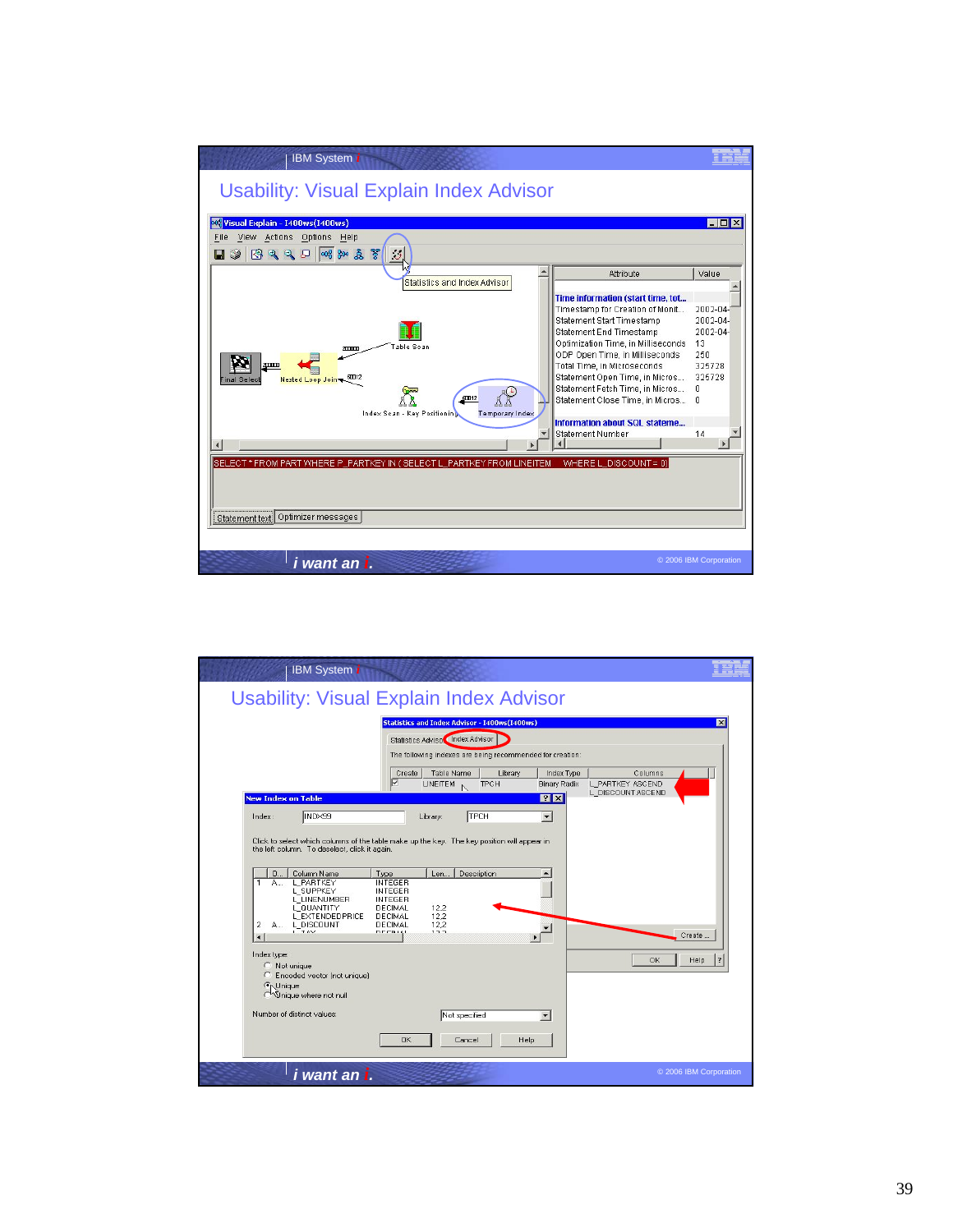## Usability: Visual Explain Index Advisor

Statistics and Index Advisor

```
SELECT * FROM PART WHERE P_PARTKEY IN ( SELECT L_PARTKEY FROM LINEITEM    WHERE L_DISCOUNT = 0)
```

## Usability: Visual Explain Index Advisor

The following indexes are being recommended for creation:

| Create | Table Name | Library | Index Type | Columns |
|---|---|---|---|---|
| ☑ | LINEITEM | TPCH | Binary Radix | L_PARTKEY ASCEND L_DISCOUNT ASCEND |

**New Index on Table**

Index: INDX99  Library: TPCH

Click to select which columns of the table make up the key. The key position will appear in the left column. To deselect, click it again.

| | O.. | Column Name | Type | Len... | Description |
|---|---|---|---|---|---|
| 1 | A... | L_PARTKEY | INTEGER | | |
| | | L_SUPPKEY | INTEGER | | |
| | | L_LINENUMBER | INTEGER | | |
| | | L_QUANTITY | DECIMAL | 12,2 | |
| | | L_EXTENDEDPRICE | DECIMAL | 12,2 | |
| 2 | A... | L_DISCOUNT | DECIMAL | 12,2 | |

Index type:
- Not unique
- Encoded vector (not unique)
- Unique
- Unique where not null

Number of distinct values: Not specified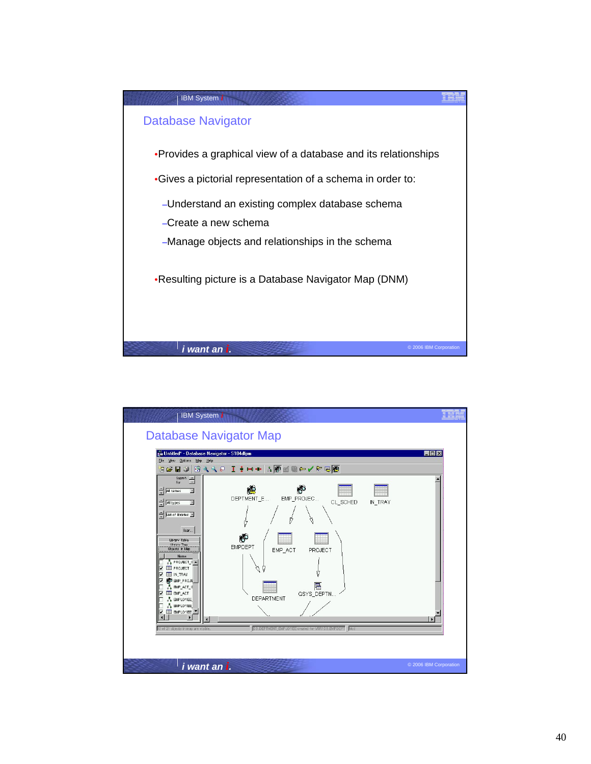## Database Navigator

- Provides a graphical view of a database and its relationships
- Gives a pictorial representation of a schema in order to:
  - Understand an existing complex database schema
  - Create a new schema
  - Manage objects and relationships in the schema
- Resulting picture is a Database Navigator Map (DNM)

## Database Navigator Map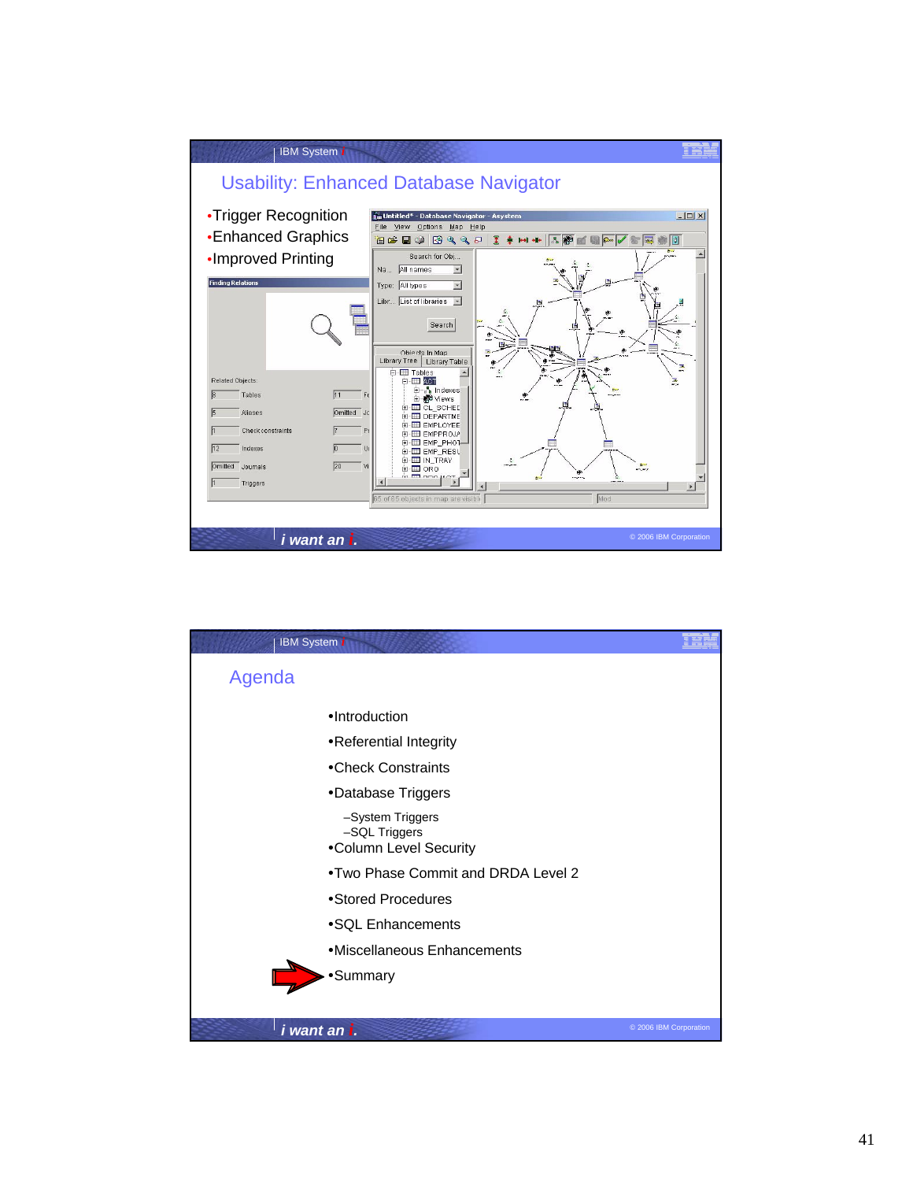## Usability: Enhanced Database Navigator

- Trigger Recognition
- Enhanced Graphics
- Improved Printing

## Agenda

- Introduction
- Referential Integrity
- Check Constraints
- Database Triggers
  - System Triggers
  - SQL Triggers
- Column Level Security
- Two Phase Commit and DRDA Level 2
- Stored Procedures
- SQL Enhancements
- Miscellaneous Enhancements
- Summary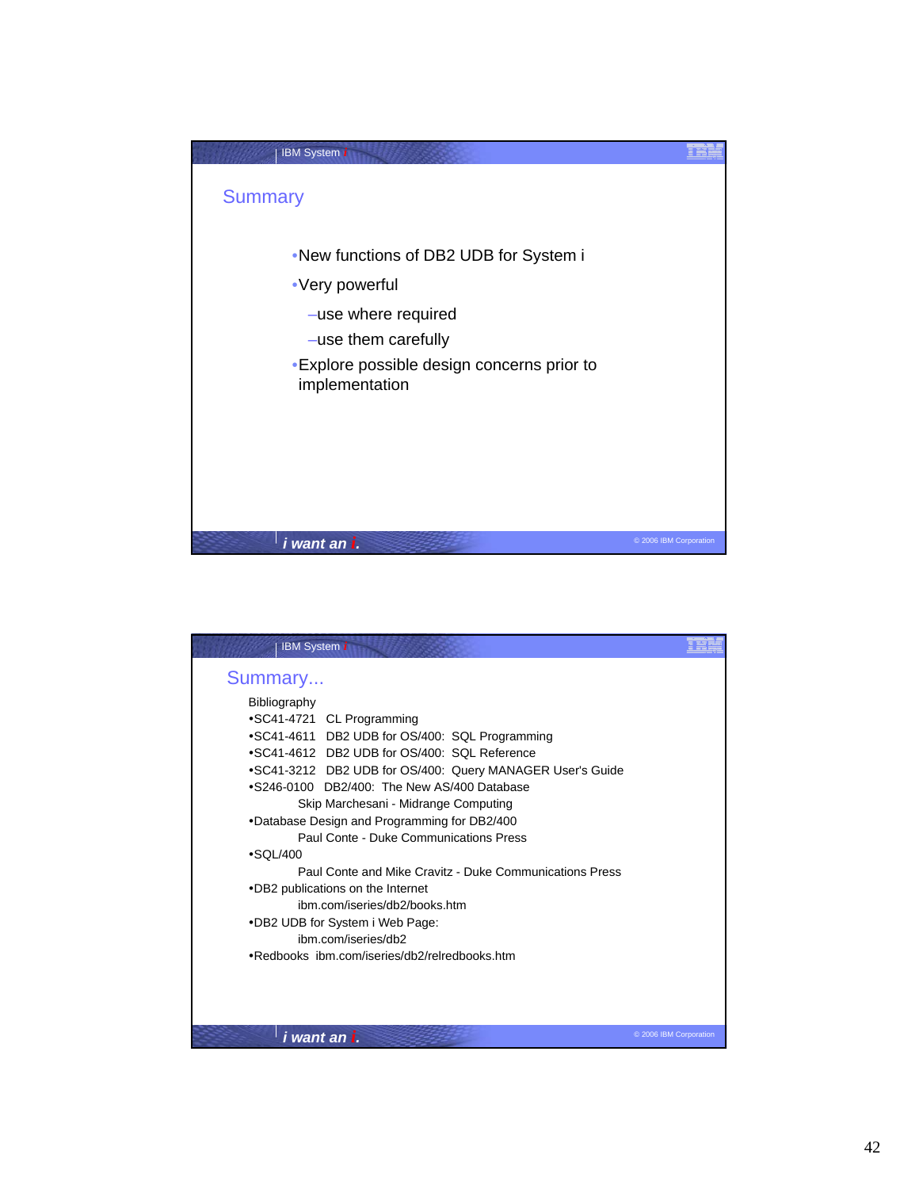## Summary

- New functions of DB2 UDB for System i
- Very powerful
  - use where required
  - use them carefully
- Explore possible design concerns prior to implementation

## Summary...

Bibliography

- SC41-4721 CL Programming
- SC41-4611 DB2 UDB for OS/400: SQL Programming
- SC41-4612 DB2 UDB for OS/400: SQL Reference
- SC41-3212 DB2 UDB for OS/400: Query MANAGER User's Guide
- S246-0100 DB2/400: The New AS/400 Database
  Skip Marchesani - Midrange Computing
- Database Design and Programming for DB2/400
  Paul Conte - Duke Communications Press
- SQL/400
  Paul Conte and Mike Cravitz - Duke Communications Press
- DB2 publications on the Internet
  ibm.com/iseries/db2/books.htm
- DB2 UDB for System i Web Page:
  ibm.com/iseries/db2
- Redbooks ibm.com/iseries/db2/relredbooks.htm